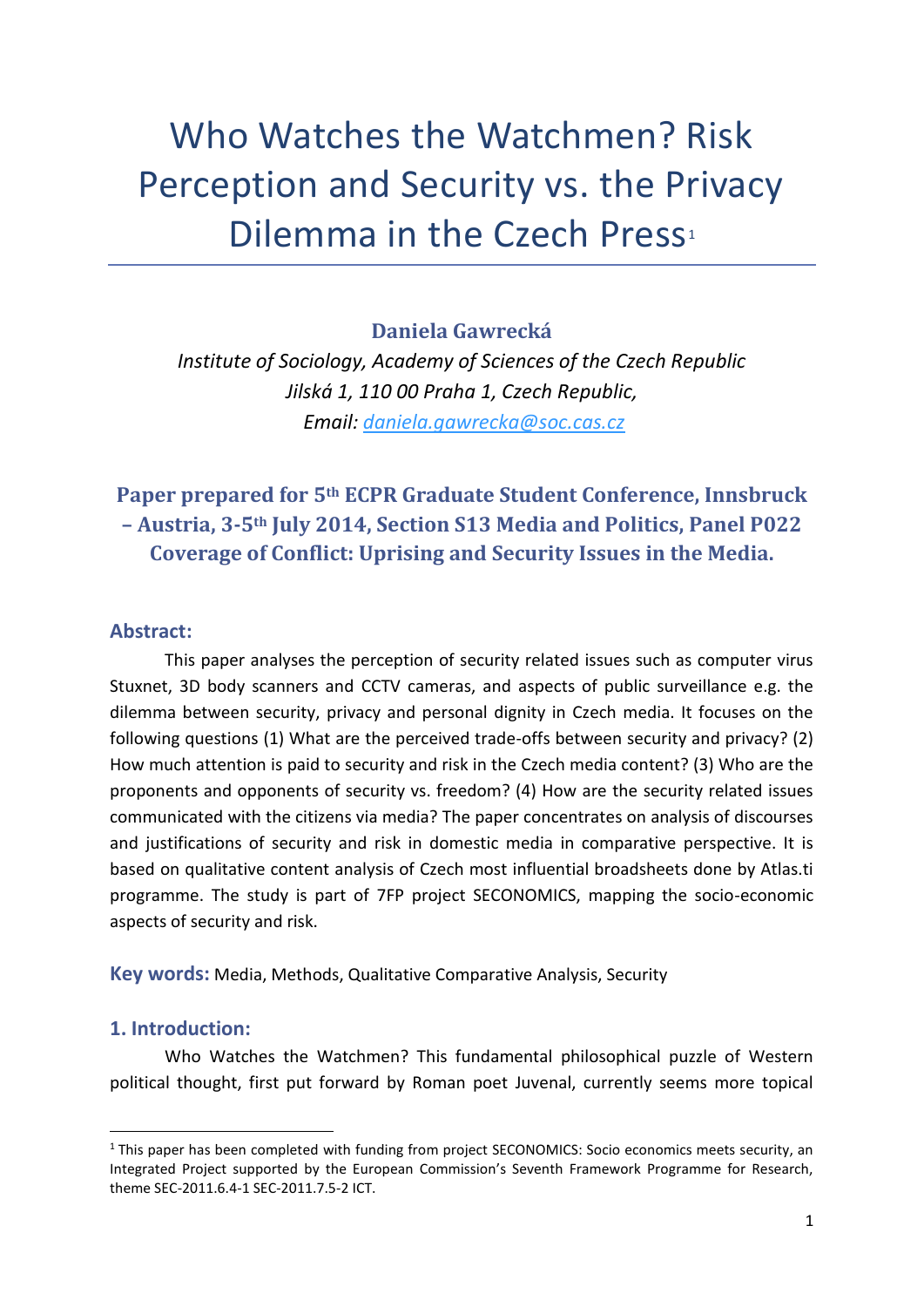# Who Watches the Watchmen? Risk Perception and Security vs. the Privacy Dilemma in the Czech Press[1]

**Daniela Gawrecká**

*Institute of Sociology, Academy of Sciences of the Czech Republic*
*Jilská 1, 110 00 Praha 1, Czech Republic,*
*Email: daniela.gawrecka@soc.cas.cz*

**Paper prepared for 5th ECPR Graduate Student Conference, Innsbruck – Austria, 3-5th July 2014, Section S13 Media and Politics, Panel P022 Coverage of Conflict: Uprising and Security Issues in the Media.**

## Abstract:

This paper analyses the perception of security related issues such as computer virus Stuxnet, 3D body scanners and CCTV cameras, and aspects of public surveillance e.g. the dilemma between security, privacy and personal dignity in Czech media. It focuses on the following questions (1) What are the perceived trade-offs between security and privacy? (2) How much attention is paid to security and risk in the Czech media content? (3) Who are the proponents and opponents of security vs. freedom? (4) How are the security related issues communicated with the citizens via media? The paper concentrates on analysis of discourses and justifications of security and risk in domestic media in comparative perspective. It is based on qualitative content analysis of Czech most influential broadsheets done by Atlas.ti programme. The study is part of 7FP project SECONOMICS, mapping the socio-economic aspects of security and risk.

**Key words:** Media, Methods, Qualitative Comparative Analysis, Security

## 1. Introduction:

Who Watches the Watchmen? This fundamental philosophical puzzle of Western political thought, first put forward by Roman poet Juvenal, currently seems more topical

[1] This paper has been completed with funding from project SECONOMICS: Socio economics meets security, an Integrated Project supported by the European Commission's Seventh Framework Programme for Research, theme SEC-2011.6.4-1 SEC-2011.7.5-2 ICT.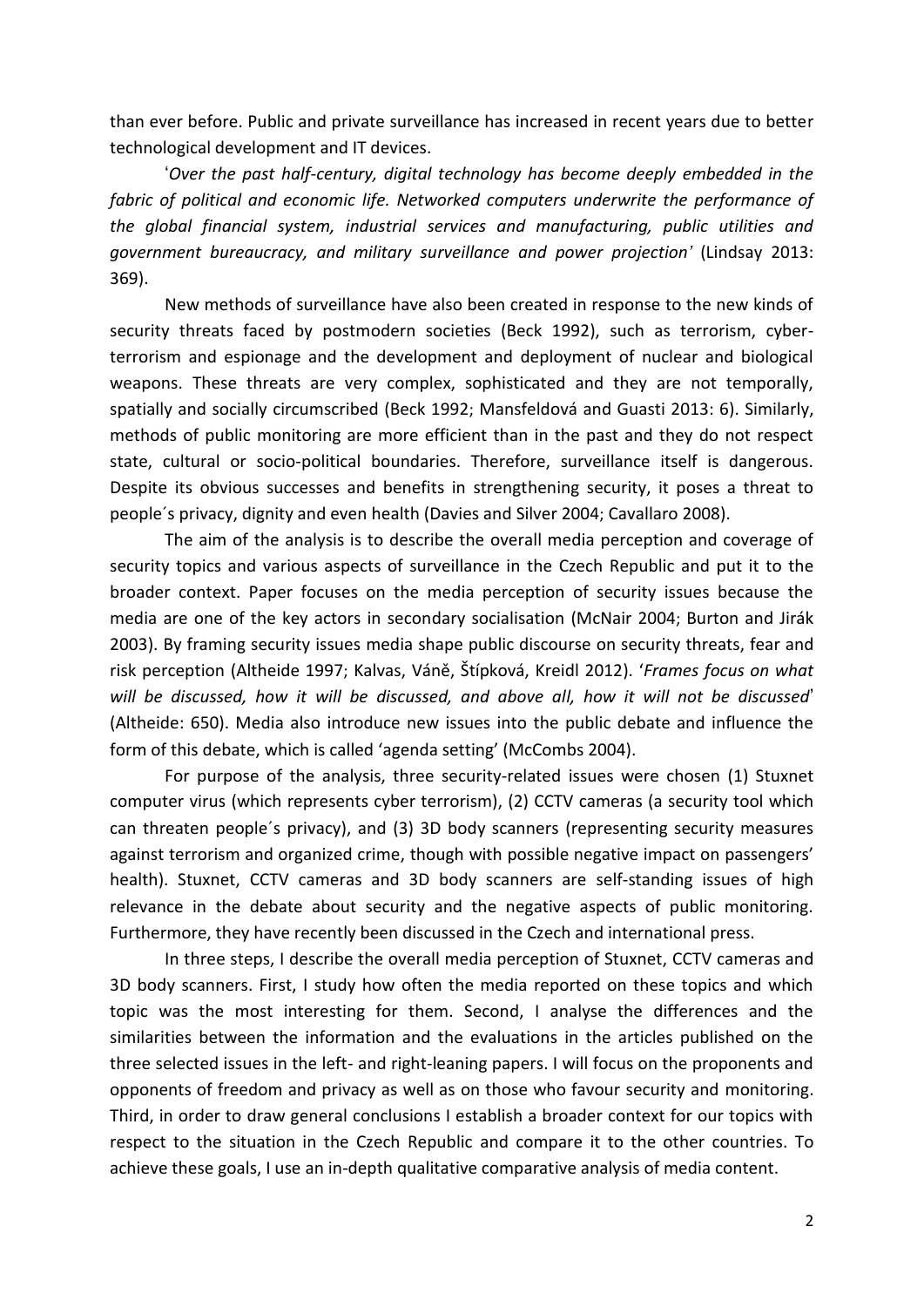than ever before. Public and private surveillance has increased in recent years due to better technological development and IT devices.

'*Over the past half-century, digital technology has become deeply embedded in the fabric of political and economic life. Networked computers underwrite the performance of the global financial system, industrial services and manufacturing, public utilities and government bureaucracy, and military surveillance and power projection*' (Lindsay 2013: 369).

New methods of surveillance have also been created in response to the new kinds of security threats faced by postmodern societies (Beck 1992), such as terrorism, cyber-terrorism and espionage and the development and deployment of nuclear and biological weapons. These threats are very complex, sophisticated and they are not temporally, spatially and socially circumscribed (Beck 1992; Mansfeldová and Guasti 2013: 6). Similarly, methods of public monitoring are more efficient than in the past and they do not respect state, cultural or socio-political boundaries. Therefore, surveillance itself is dangerous. Despite its obvious successes and benefits in strengthening security, it poses a threat to people´s privacy, dignity and even health (Davies and Silver 2004; Cavallaro 2008).

The aim of the analysis is to describe the overall media perception and coverage of security topics and various aspects of surveillance in the Czech Republic and put it to the broader context. Paper focuses on the media perception of security issues because the media are one of the key actors in secondary socialisation (McNair 2004; Burton and Jirák 2003). By framing security issues media shape public discourse on security threats, fear and risk perception (Altheide 1997; Kalvas, Váně, Štípková, Kreidl 2012). '*Frames focus on what will be discussed, how it will be discussed, and above all, how it will not be discussed*' (Altheide: 650). Media also introduce new issues into the public debate and influence the form of this debate, which is called 'agenda setting' (McCombs 2004).

For purpose of the analysis, three security-related issues were chosen (1) Stuxnet computer virus (which represents cyber terrorism), (2) CCTV cameras (a security tool which can threaten people´s privacy), and (3) 3D body scanners (representing security measures against terrorism and organized crime, though with possible negative impact on passengers' health). Stuxnet, CCTV cameras and 3D body scanners are self-standing issues of high relevance in the debate about security and the negative aspects of public monitoring. Furthermore, they have recently been discussed in the Czech and international press.

In three steps, I describe the overall media perception of Stuxnet, CCTV cameras and 3D body scanners. First, I study how often the media reported on these topics and which topic was the most interesting for them. Second, I analyse the differences and the similarities between the information and the evaluations in the articles published on the three selected issues in the left- and right-leaning papers. I will focus on the proponents and opponents of freedom and privacy as well as on those who favour security and monitoring. Third, in order to draw general conclusions I establish a broader context for our topics with respect to the situation in the Czech Republic and compare it to the other countries. To achieve these goals, I use an in-depth qualitative comparative analysis of media content.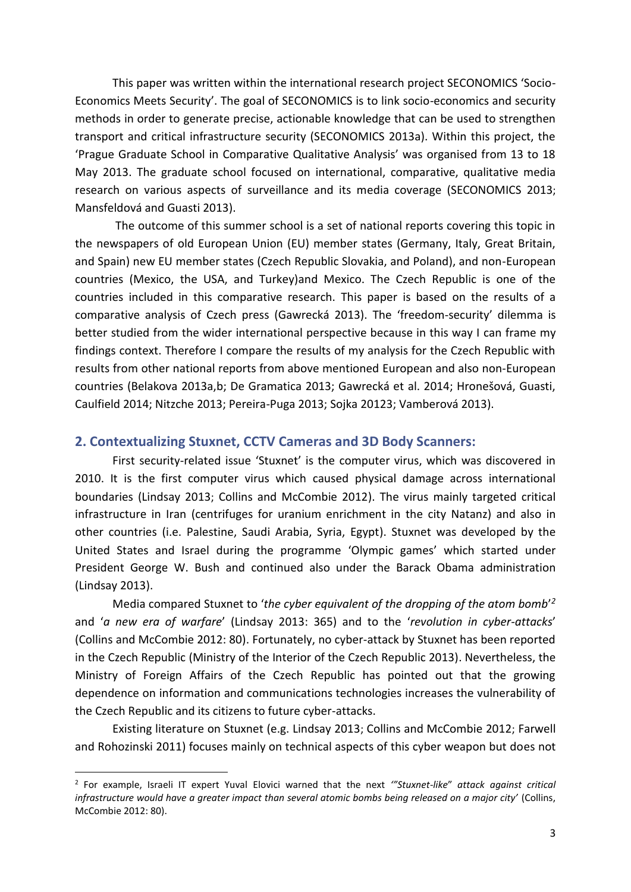This paper was written within the international research project SECONOMICS 'Socio-Economics Meets Security'. The goal of SECONOMICS is to link socio-economics and security methods in order to generate precise, actionable knowledge that can be used to strengthen transport and critical infrastructure security (SECONOMICS 2013a). Within this project, the 'Prague Graduate School in Comparative Qualitative Analysis' was organised from 13 to 18 May 2013. The graduate school focused on international, comparative, qualitative media research on various aspects of surveillance and its media coverage (SECONOMICS 2013; Mansfeldová and Guasti 2013).

The outcome of this summer school is a set of national reports covering this topic in the newspapers of old European Union (EU) member states (Germany, Italy, Great Britain, and Spain) new EU member states (Czech Republic Slovakia, and Poland), and non-European countries (Mexico, the USA, and Turkey)and Mexico. The Czech Republic is one of the countries included in this comparative research. This paper is based on the results of a comparative analysis of Czech press (Gawrecká 2013). The 'freedom-security' dilemma is better studied from the wider international perspective because in this way I can frame my findings context. Therefore I compare the results of my analysis for the Czech Republic with results from other national reports from above mentioned European and also non-European countries (Belakova 2013a,b; De Gramatica 2013; Gawrecká et al. 2014; Hronešová, Guasti, Caulfield 2014; Nitzche 2013; Pereira-Puga 2013; Sojka 20123; Vamberová 2013).

## 2. Contextualizing Stuxnet, CCTV Cameras and 3D Body Scanners:

First security-related issue 'Stuxnet' is the computer virus, which was discovered in 2010. It is the first computer virus which caused physical damage across international boundaries (Lindsay 2013; Collins and McCombie 2012). The virus mainly targeted critical infrastructure in Iran (centrifuges for uranium enrichment in the city Natanz) and also in other countries (i.e. Palestine, Saudi Arabia, Syria, Egypt). Stuxnet was developed by the United States and Israel during the programme 'Olympic games' which started under President George W. Bush and continued also under the Barack Obama administration (Lindsay 2013).

Media compared Stuxnet to '*the cyber equivalent of the dropping of the atom bomb*'[2] and '*a new era of warfare*' (Lindsay 2013: 365) and to the '*revolution in cyber-attacks*' (Collins and McCombie 2012: 80). Fortunately, no cyber-attack by Stuxnet has been reported in the Czech Republic (Ministry of the Interior of the Czech Republic 2013). Nevertheless, the Ministry of Foreign Affairs of the Czech Republic has pointed out that the growing dependence on information and communications technologies increases the vulnerability of the Czech Republic and its citizens to future cyber-attacks.

Existing literature on Stuxnet (e.g. Lindsay 2013; Collins and McCombie 2012; Farwell and Rohozinski 2011) focuses mainly on technical aspects of this cyber weapon but does not

---

[2] For example, Israeli IT expert Yuval Elovici warned that the next *'"Stuxnet-like" attack against critical infrastructure would have a greater impact than several atomic bombs being released on a major city'* (Collins, McCombie 2012: 80).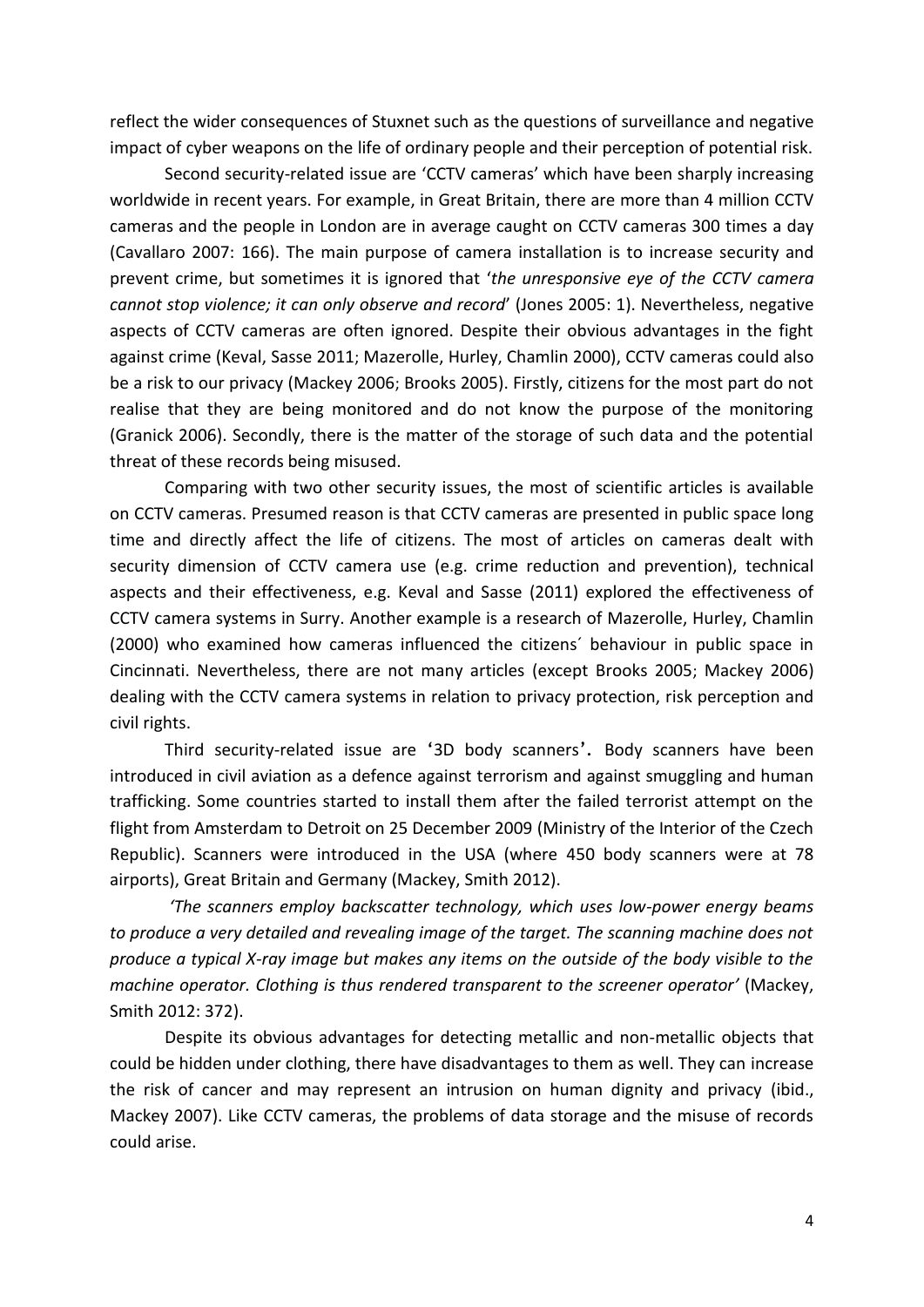reflect the wider consequences of Stuxnet such as the questions of surveillance and negative impact of cyber weapons on the life of ordinary people and their perception of potential risk.

Second security-related issue are 'CCTV cameras' which have been sharply increasing worldwide in recent years. For example, in Great Britain, there are more than 4 million CCTV cameras and the people in London are in average caught on CCTV cameras 300 times a day (Cavallaro 2007: 166). The main purpose of camera installation is to increase security and prevent crime, but sometimes it is ignored that '*the unresponsive eye of the CCTV camera cannot stop violence; it can only observe and record*' (Jones 2005: 1). Nevertheless, negative aspects of CCTV cameras are often ignored. Despite their obvious advantages in the fight against crime (Keval, Sasse 2011; Mazerolle, Hurley, Chamlin 2000), CCTV cameras could also be a risk to our privacy (Mackey 2006; Brooks 2005). Firstly, citizens for the most part do not realise that they are being monitored and do not know the purpose of the monitoring (Granick 2006). Secondly, there is the matter of the storage of such data and the potential threat of these records being misused.

Comparing with two other security issues, the most of scientific articles is available on CCTV cameras. Presumed reason is that CCTV cameras are presented in public space long time and directly affect the life of citizens. The most of articles on cameras dealt with security dimension of CCTV camera use (e.g. crime reduction and prevention), technical aspects and their effectiveness, e.g. Keval and Sasse (2011) explored the effectiveness of CCTV camera systems in Surry. Another example is a research of Mazerolle, Hurley, Chamlin (2000) who examined how cameras influenced the citizens´ behaviour in public space in Cincinnati. Nevertheless, there are not many articles (except Brooks 2005; Mackey 2006) dealing with the CCTV camera systems in relation to privacy protection, risk perception and civil rights.

Third security-related issue are '3D body scanners'**.** Body scanners have been introduced in civil aviation as a defence against terrorism and against smuggling and human trafficking. Some countries started to install them after the failed terrorist attempt on the flight from Amsterdam to Detroit on 25 December 2009 (Ministry of the Interior of the Czech Republic). Scanners were introduced in the USA (where 450 body scanners were at 78 airports), Great Britain and Germany (Mackey, Smith 2012).

*'The scanners employ backscatter technology, which uses low-power energy beams to produce a very detailed and revealing image of the target. The scanning machine does not produce a typical X-ray image but makes any items on the outside of the body visible to the machine operator. Clothing is thus rendered transparent to the screener operator'* (Mackey, Smith 2012: 372).

Despite its obvious advantages for detecting metallic and non-metallic objects that could be hidden under clothing, there have disadvantages to them as well. They can increase the risk of cancer and may represent an intrusion on human dignity and privacy (ibid., Mackey 2007). Like CCTV cameras, the problems of data storage and the misuse of records could arise.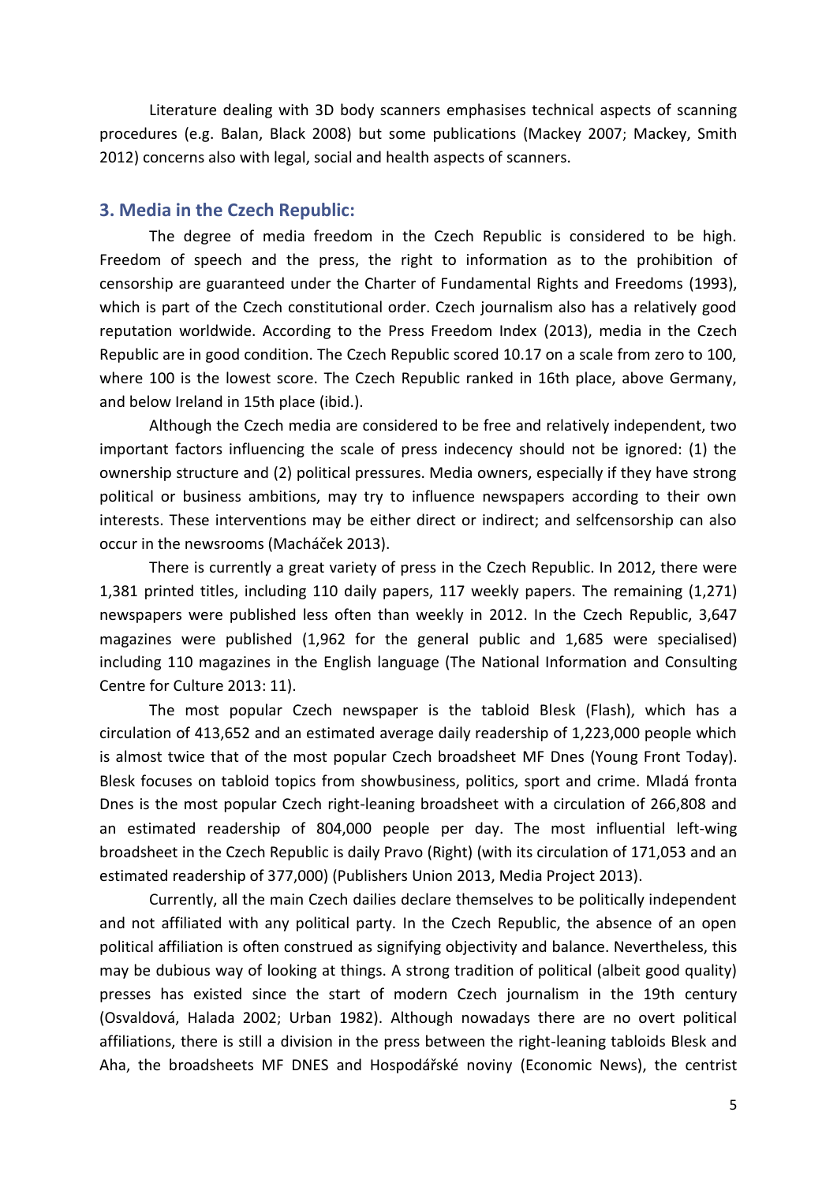Literature dealing with 3D body scanners emphasises technical aspects of scanning procedures (e.g. Balan, Black 2008) but some publications (Mackey 2007; Mackey, Smith 2012) concerns also with legal, social and health aspects of scanners.

## 3. Media in the Czech Republic:

The degree of media freedom in the Czech Republic is considered to be high. Freedom of speech and the press, the right to information as to the prohibition of censorship are guaranteed under the Charter of Fundamental Rights and Freedoms (1993), which is part of the Czech constitutional order. Czech journalism also has a relatively good reputation worldwide. According to the Press Freedom Index (2013), media in the Czech Republic are in good condition. The Czech Republic scored 10.17 on a scale from zero to 100, where 100 is the lowest score. The Czech Republic ranked in 16th place, above Germany, and below Ireland in 15th place (ibid.).

Although the Czech media are considered to be free and relatively independent, two important factors influencing the scale of press indecency should not be ignored: (1) the ownership structure and (2) political pressures. Media owners, especially if they have strong political or business ambitions, may try to influence newspapers according to their own interests. These interventions may be either direct or indirect; and selfcensorship can also occur in the newsrooms (Macháček 2013).

There is currently a great variety of press in the Czech Republic. In 2012, there were 1,381 printed titles, including 110 daily papers, 117 weekly papers. The remaining (1,271) newspapers were published less often than weekly in 2012. In the Czech Republic, 3,647 magazines were published (1,962 for the general public and 1,685 were specialised) including 110 magazines in the English language (The National Information and Consulting Centre for Culture 2013: 11).

The most popular Czech newspaper is the tabloid Blesk (Flash), which has a circulation of 413,652 and an estimated average daily readership of 1,223,000 people which is almost twice that of the most popular Czech broadsheet MF Dnes (Young Front Today). Blesk focuses on tabloid topics from showbusiness, politics, sport and crime. Mladá fronta Dnes is the most popular Czech right-leaning broadsheet with a circulation of 266,808 and an estimated readership of 804,000 people per day. The most influential left-wing broadsheet in the Czech Republic is daily Pravo (Right) (with its circulation of 171,053 and an estimated readership of 377,000) (Publishers Union 2013, Media Project 2013).

Currently, all the main Czech dailies declare themselves to be politically independent and not affiliated with any political party. In the Czech Republic, the absence of an open political affiliation is often construed as signifying objectivity and balance. Nevertheless, this may be dubious way of looking at things. A strong tradition of political (albeit good quality) presses has existed since the start of modern Czech journalism in the 19th century (Osvaldová, Halada 2002; Urban 1982). Although nowadays there are no overt political affiliations, there is still a division in the press between the right-leaning tabloids Blesk and Aha, the broadsheets MF DNES and Hospodářské noviny (Economic News), the centrist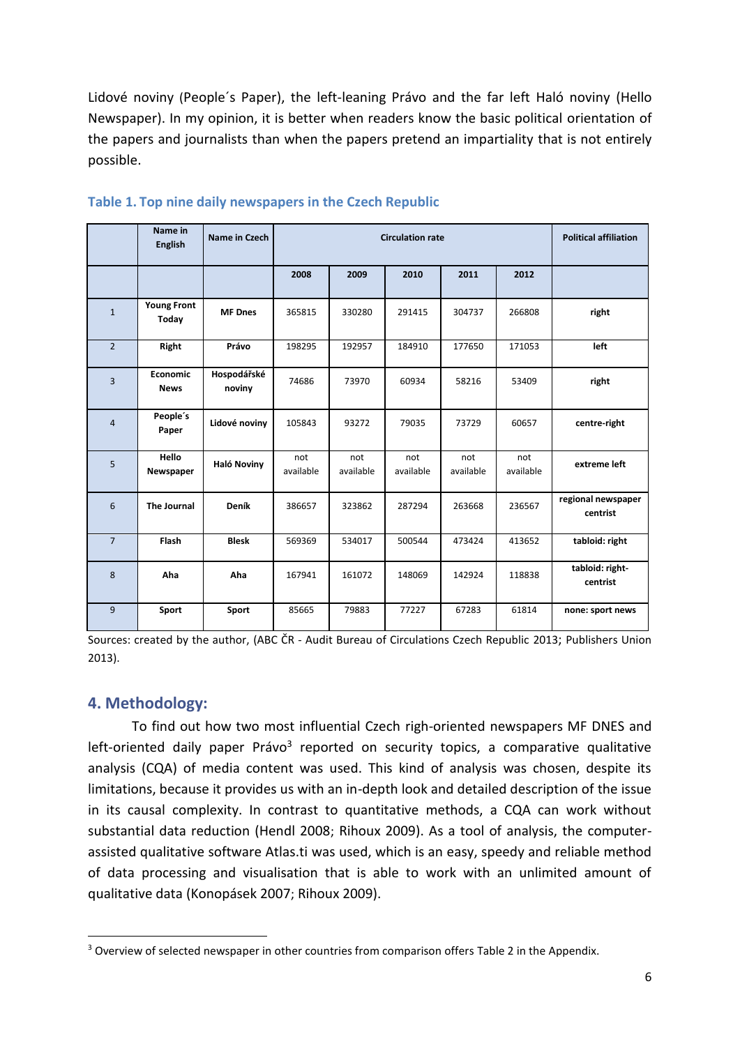Lidové noviny (People´s Paper), the left-leaning Právo and the far left Haló noviny (Hello Newspaper). In my opinion, it is better when readers know the basic political orientation of the papers and journalists than when the papers pretend an impartiality that is not entirely possible.

**Table 1. Top nine daily newspapers in the Czech Republic**

| | Name in English | Name in Czech | Circulation rate | | | | | Political affiliation |
|---|---|---|---|---|---|---|---|---|
| | | | 2008 | 2009 | 2010 | 2011 | 2012 | |
| 1 | Young Front Today | MF Dnes | 365815 | 330280 | 291415 | 304737 | 266808 | right |
| 2 | Right | Právo | 198295 | 192957 | 184910 | 177650 | 171053 | left |
| 3 | Economic News | Hospodářské noviny | 74686 | 73970 | 60934 | 58216 | 53409 | right |
| 4 | People´s Paper | Lidové noviny | 105843 | 93272 | 79035 | 73729 | 60657 | centre-right |
| 5 | Hello Newspaper | Haló Noviny | not available | not available | not available | not available | not available | extreme left |
| 6 | The Journal | Deník | 386657 | 323862 | 287294 | 263668 | 236567 | regional newspaper centrist |
| 7 | Flash | Blesk | 569369 | 534017 | 500544 | 473424 | 413652 | tabloid: right |
| 8 | Aha | Aha | 167941 | 161072 | 148069 | 142924 | 118838 | tabloid: right-centrist |
| 9 | Sport | Sport | 85665 | 79883 | 77227 | 67283 | 61814 | none: sport news |

Sources: created by the author, (ABC ČR - Audit Bureau of Circulations Czech Republic 2013; Publishers Union 2013).

## 4. Methodology:

To find out how two most influential Czech righ-oriented newspapers MF DNES and left-oriented daily paper Právo[3] reported on security topics, a comparative qualitative analysis (CQA) of media content was used. This kind of analysis was chosen, despite its limitations, because it provides us with an in-depth look and detailed description of the issue in its causal complexity. In contrast to quantitative methods, a CQA can work without substantial data reduction (Hendl 2008; Rihoux 2009). As a tool of analysis, the computer-assisted qualitative software Atlas.ti was used, which is an easy, speedy and reliable method of data processing and visualisation that is able to work with an unlimited amount of qualitative data (Konopásek 2007; Rihoux 2009).

[3] Overview of selected newspaper in other countries from comparison offers Table 2 in the Appendix.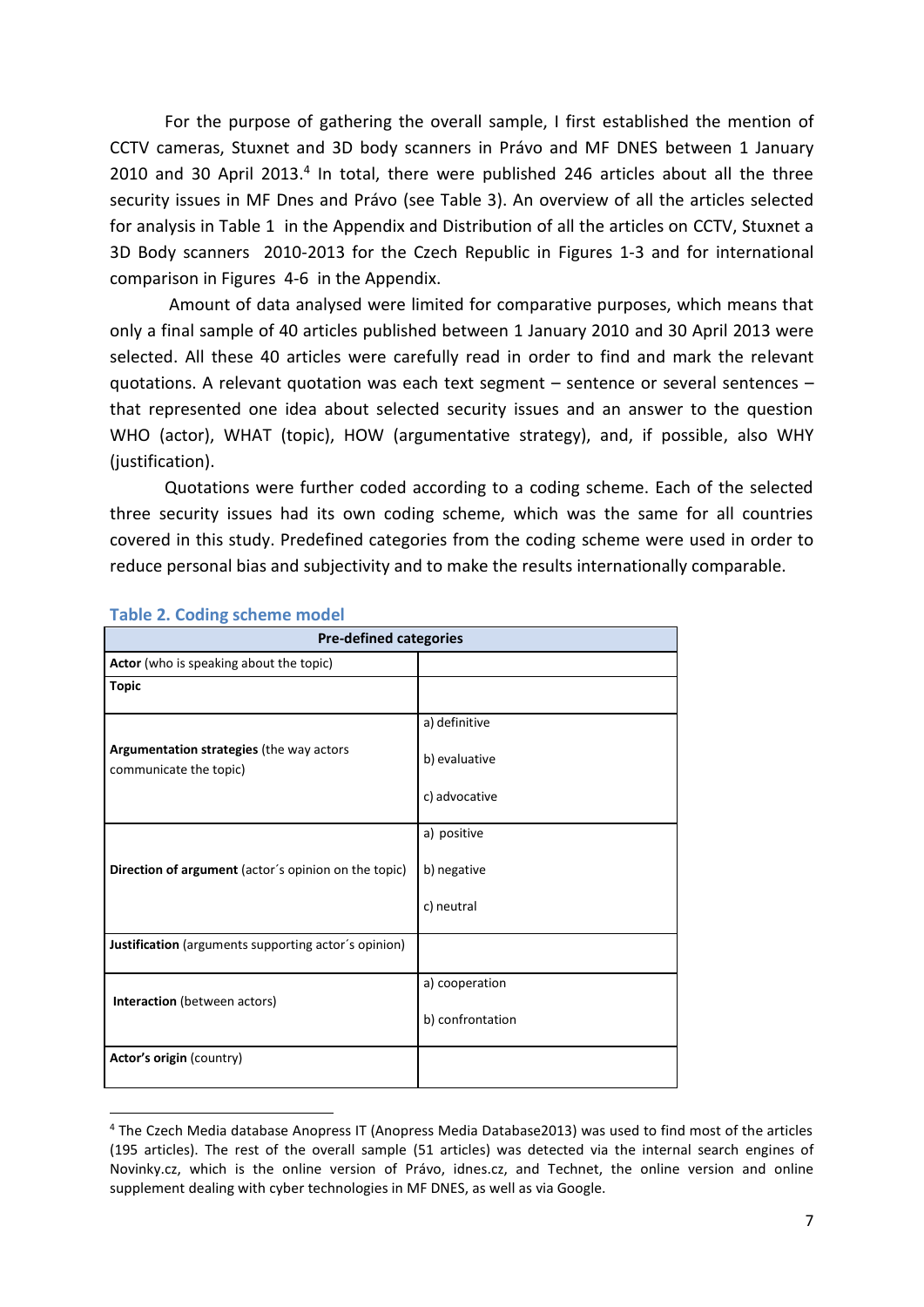For the purpose of gathering the overall sample, I first established the mention of CCTV cameras, Stuxnet and 3D body scanners in Právo and MF DNES between 1 January 2010 and 30 April 2013.[4] In total, there were published 246 articles about all the three security issues in MF Dnes and Právo (see Table 3). An overview of all the articles selected for analysis in Table 1 in the Appendix and Distribution of all the articles on CCTV, Stuxnet a 3D Body scanners 2010-2013 for the Czech Republic in Figures 1-3 and for international comparison in Figures 4-6 in the Appendix.

Amount of data analysed were limited for comparative purposes, which means that only a final sample of 40 articles published between 1 January 2010 and 30 April 2013 were selected. All these 40 articles were carefully read in order to find and mark the relevant quotations. A relevant quotation was each text segment – sentence or several sentences – that represented one idea about selected security issues and an answer to the question WHO (actor), WHAT (topic), HOW (argumentative strategy), and, if possible, also WHY (justification).

Quotations were further coded according to a coding scheme. Each of the selected three security issues had its own coding scheme, which was the same for all countries covered in this study. Predefined categories from the coding scheme were used in order to reduce personal bias and subjectivity and to make the results internationally comparable.

**Table 2. Coding scheme model**

| **Pre-defined categories** | |
|---|---|
| **Actor** (who is speaking about the topic) | |
| **Topic** | |
| **Argumentation strategies** (the way actors communicate the topic) | a) definitive<br>b) evaluative<br>c) advocative |
| **Direction of argument** (actor´s opinion on the topic) | a) positive<br>b) negative<br>c) neutral |
| **Justification** (arguments supporting actor´s opinion) | |
| **Interaction** (between actors) | a) cooperation<br>b) confrontation |
| **Actor's origin** (country) | |

[4] The Czech Media database Anopress IT (Anopress Media Database2013) was used to find most of the articles (195 articles). The rest of the overall sample (51 articles) was detected via the internal search engines of Novinky.cz, which is the online version of Právo, idnes.cz, and Technet, the online version and online supplement dealing with cyber technologies in MF DNES, as well as via Google.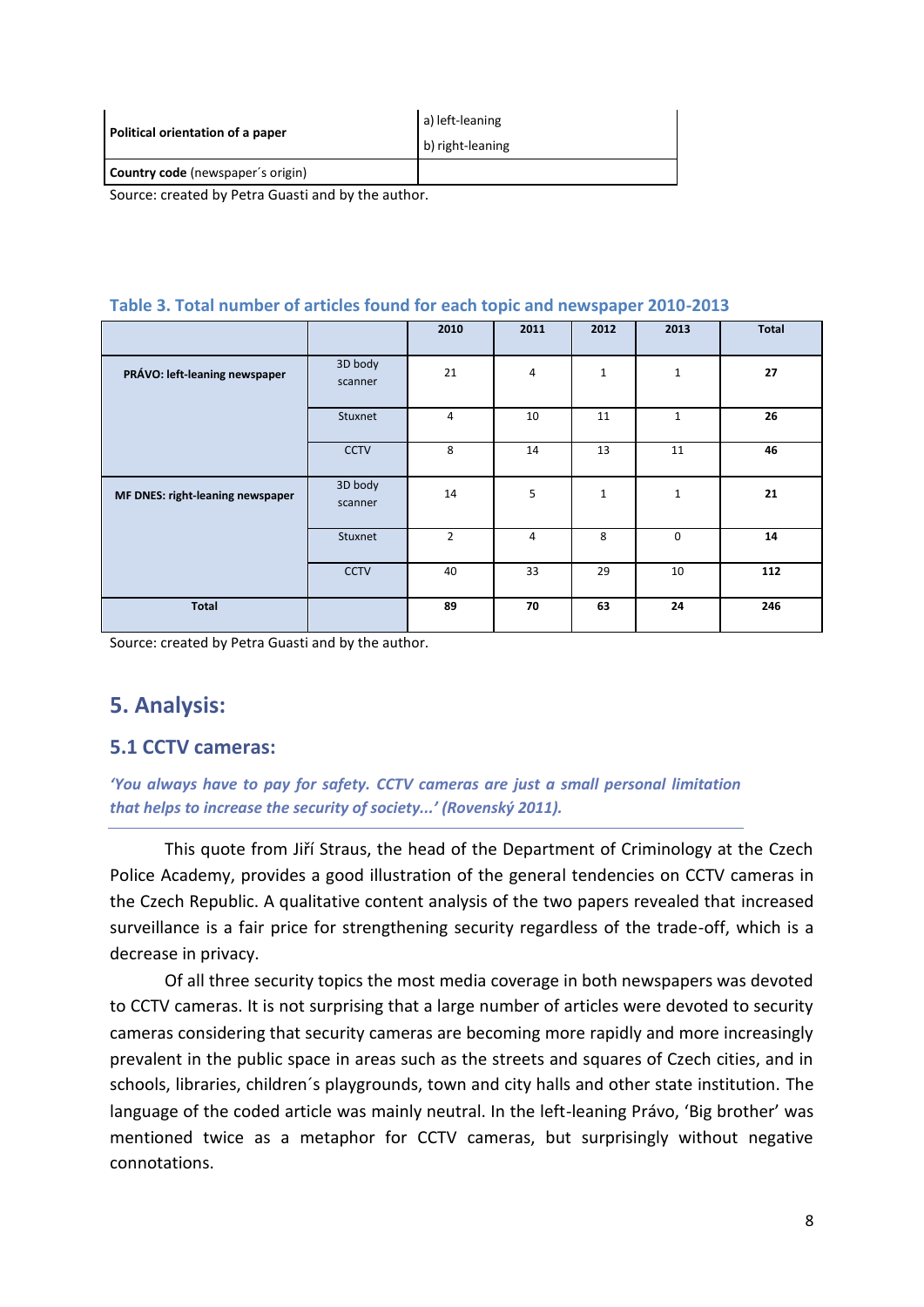| Political orientation of a paper | a) left-leaning<br>b) right-leaning |
| --- | --- |
| **Country code** (newspaper´s origin) | |

Source: created by Petra Guasti and by the author.

**Table 3. Total number of articles found for each topic and newspaper 2010-2013**

| | | 2010 | 2011 | 2012 | 2013 | Total |
| --- | --- | --- | --- | --- | --- | --- |
| **PRÁVO: left-leaning newspaper** | 3D body scanner | 21 | 4 | 1 | 1 | **27** |
| | Stuxnet | 4 | 10 | 11 | 1 | **26** |
| | CCTV | 8 | 14 | 13 | 11 | **46** |
| **MF DNES: right-leaning newspaper** | 3D body scanner | 14 | 5 | 1 | 1 | **21** |
| | Stuxnet | 2 | 4 | 8 | 0 | **14** |
| | CCTV | 40 | 33 | 29 | 10 | **112** |
| **Total** | | **89** | **70** | **63** | **24** | **246** |

Source: created by Petra Guasti and by the author.

## 5. Analysis:

### 5.1 CCTV cameras:

***'You always have to pay for safety. CCTV cameras are just a small personal limitation that helps to increase the security of society...' (Rovenský 2011).***

This quote from Jiří Straus, the head of the Department of Criminology at the Czech Police Academy, provides a good illustration of the general tendencies on CCTV cameras in the Czech Republic. A qualitative content analysis of the two papers revealed that increased surveillance is a fair price for strengthening security regardless of the trade-off, which is a decrease in privacy.

Of all three security topics the most media coverage in both newspapers was devoted to CCTV cameras. It is not surprising that a large number of articles were devoted to security cameras considering that security cameras are becoming more rapidly and more increasingly prevalent in the public space in areas such as the streets and squares of Czech cities, and in schools, libraries, children´s playgrounds, town and city halls and other state institution. The language of the coded article was mainly neutral. In the left-leaning Právo, 'Big brother' was mentioned twice as a metaphor for CCTV cameras, but surprisingly without negative connotations.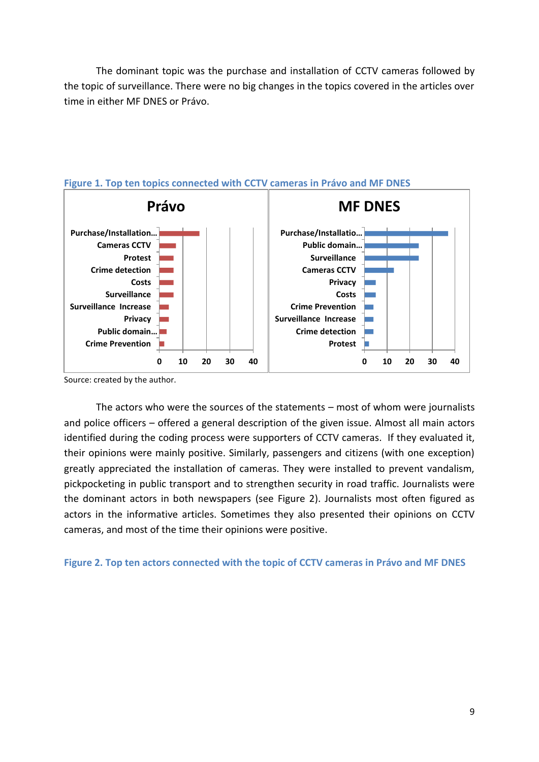The dominant topic was the purchase and installation of CCTV cameras followed by the topic of surveillance. There were no big changes in the topics covered in the articles over time in either MF DNES or Právo.

**Figure 1. Top ten topics connected with CCTV cameras in Právo and MF DNES**

Source: created by the author.

The actors who were the sources of the statements – most of whom were journalists and police officers – offered a general description of the given issue. Almost all main actors identified during the coding process were supporters of CCTV cameras. If they evaluated it, their opinions were mainly positive. Similarly, passengers and citizens (with one exception) greatly appreciated the installation of cameras. They were installed to prevent vandalism, pickpocketing in public transport and to strengthen security in road traffic. Journalists were the dominant actors in both newspapers (see Figure 2). Journalists most often figured as actors in the informative articles. Sometimes they also presented their opinions on CCTV cameras, and most of the time their opinions were positive.

**Figure 2. Top ten actors connected with the topic of CCTV cameras in Právo and MF DNES**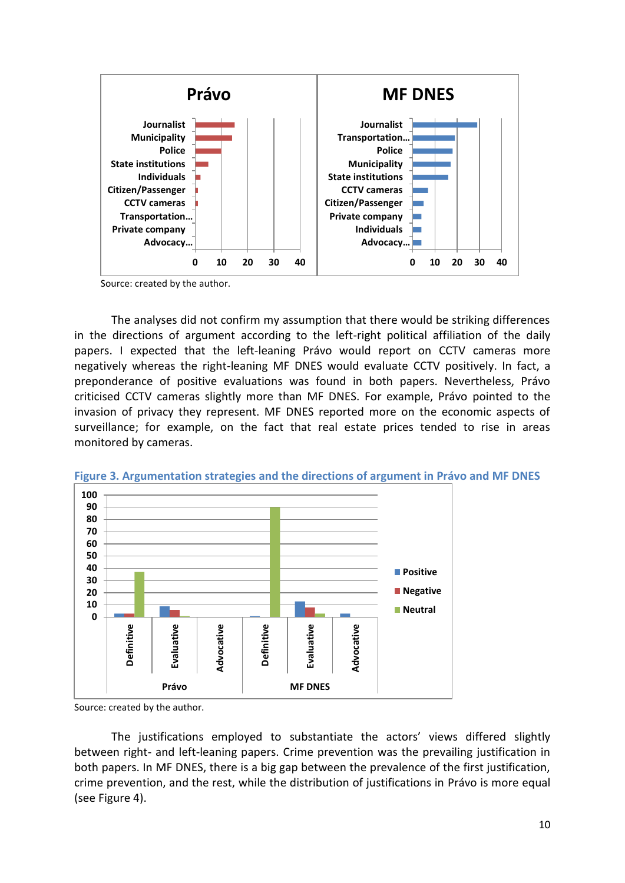Source: created by the author.

The analyses did not confirm my assumption that there would be striking differences in the directions of argument according to the left-right political affiliation of the daily papers. I expected that the left-leaning Právo would report on CCTV cameras more negatively whereas the right-leaning MF DNES would evaluate CCTV positively. In fact, a preponderance of positive evaluations was found in both papers. Nevertheless, Právo criticised CCTV cameras slightly more than MF DNES. For example, Právo pointed to the invasion of privacy they represent. MF DNES reported more on the economic aspects of surveillance; for example, on the fact that real estate prices tended to rise in areas monitored by cameras.

**Figure 3. Argumentation strategies and the directions of argument in Právo and MF DNES**

Source: created by the author.

The justifications employed to substantiate the actors' views differed slightly between right- and left-leaning papers. Crime prevention was the prevailing justification in both papers. In MF DNES, there is a big gap between the prevalence of the first justification, crime prevention, and the rest, while the distribution of justifications in Právo is more equal (see Figure 4).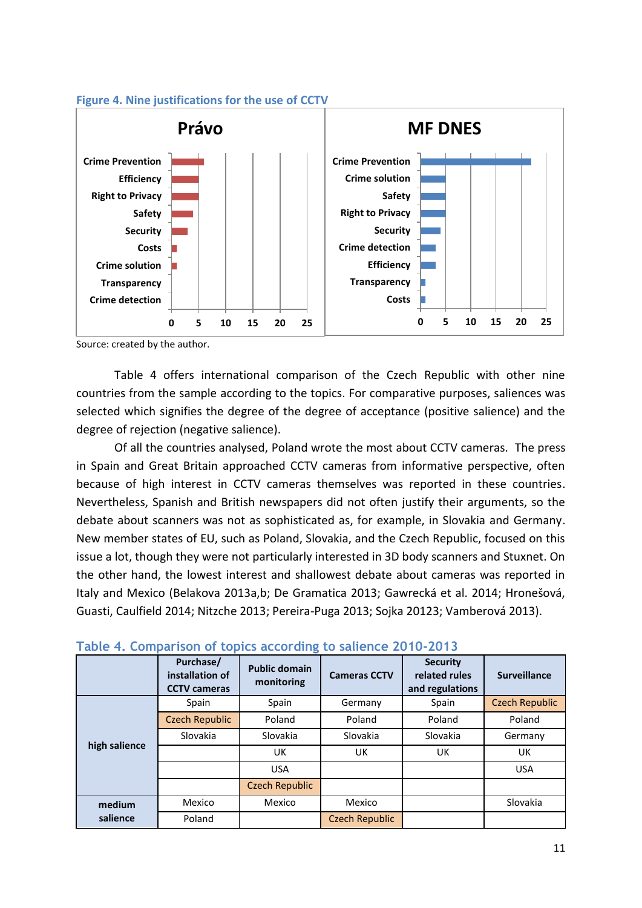**Figure 4. Nine justifications for the use of CCTV**

Právo

| Justification | Value |
|---|---|
| Crime Prevention | 6 |
| Efficiency | 5 |
| Right to Privacy | 5 |
| Safety | 4 |
| Security | 3 |
| Costs | 1 |
| Crime solution | 1 |
| Transparency | 0 |
| Crime detection | 0 |

MF DNES

| Justification | Value |
|---|---|
| Crime Prevention | 22 |
| Crime solution | 5 |
| Safety | 5 |
| Right to Privacy | 5 |
| Security | 4 |
| Crime detection | 3 |
| Efficiency | 3 |
| Transparency | 1 |
| Costs | 1 |

Source: created by the author.

Table 4 offers international comparison of the Czech Republic with other nine countries from the sample according to the topics. For comparative purposes, saliences was selected which signifies the degree of the degree of acceptance (positive salience) and the degree of rejection (negative salience).

Of all the countries analysed, Poland wrote the most about CCTV cameras. The press in Spain and Great Britain approached CCTV cameras from informative perspective, often because of high interest in CCTV cameras themselves was reported in these countries. Nevertheless, Spanish and British newspapers did not often justify their arguments, so the debate about scanners was not as sophisticated as, for example, in Slovakia and Germany. New member states of EU, such as Poland, Slovakia, and the Czech Republic, focused on this issue a lot, though they were not particularly interested in 3D body scanners and Stuxnet. On the other hand, the lowest interest and shallowest debate about cameras was reported in Italy and Mexico (Belakova 2013a,b; De Gramatica 2013; Gawrecká et al. 2014; Hronešová, Guasti, Caulfield 2014; Nitzche 2013; Pereira-Puga 2013; Sojka 20123; Vamberová 2013).

**Table 4. Comparison of topics according to salience 2010-2013**

| | Purchase/ installation of CCTV cameras | Public domain monitoring | Cameras CCTV | Security related rules and regulations | Surveillance |
|---|---|---|---|---|---|
| high salience | Spain | Spain | Germany | Spain | Czech Republic |
| | Czech Republic | Poland | Poland | Poland | Poland |
| | Slovakia | Slovakia | Slovakia | Slovakia | Germany |
| | | UK | UK | UK | UK |
| | | USA | | | USA |
| | | Czech Republic | | | |
| medium salience | Mexico | Mexico | Mexico | | Slovakia |
| | Poland | | Czech Republic | | |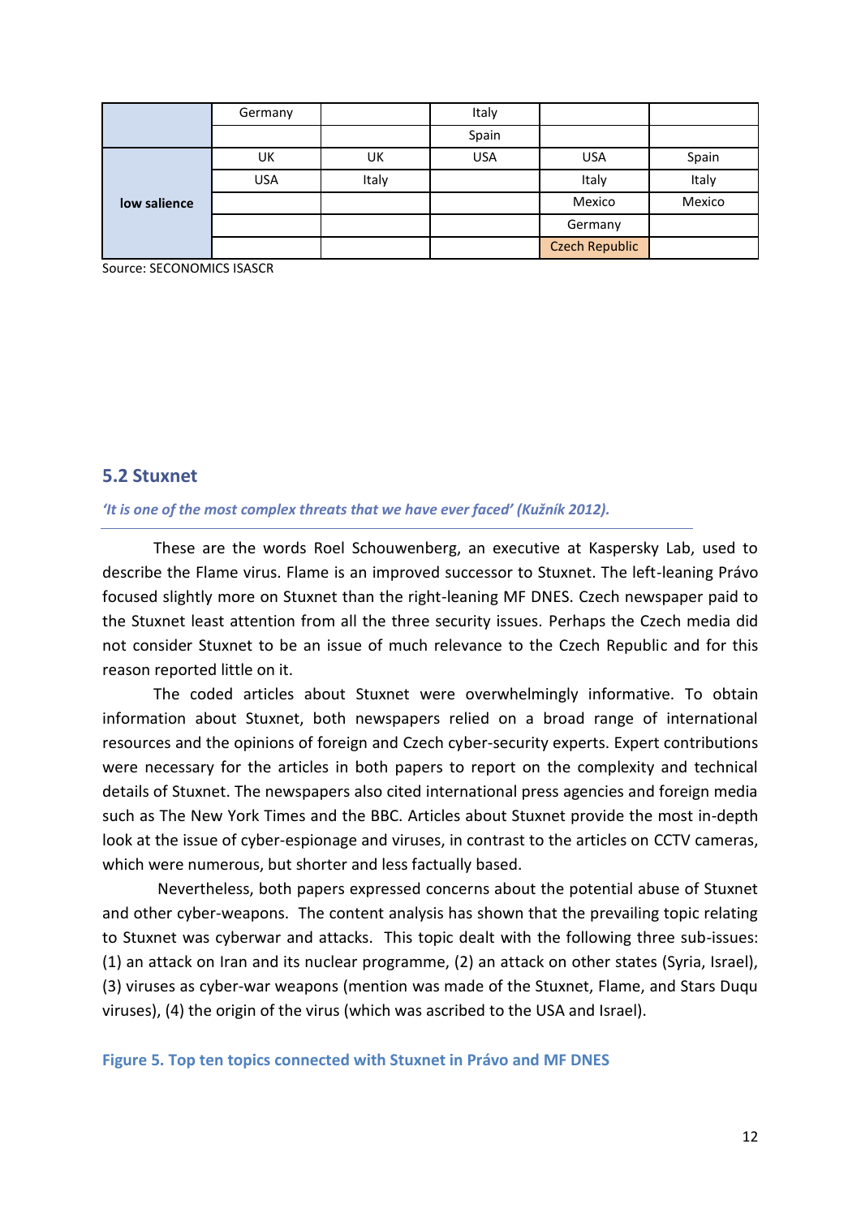| | | | | | |
|---|---|---|---|---|---|
| | Germany | | Italy | | |
| | | | Spain | | |
| low salience | UK | UK | USA | USA | Spain |
| | USA | Italy | | Italy | Italy |
| | | | | Mexico | Mexico |
| | | | | Germany | |
| | | | | Czech Republic | |

Source: SECONOMICS ISASCR

## 5.2 Stuxnet

***'It is one of the most complex threats that we have ever faced' (Kužník 2012).***

These are the words Roel Schouwenberg, an executive at Kaspersky Lab, used to describe the Flame virus. Flame is an improved successor to Stuxnet. The left-leaning Právo focused slightly more on Stuxnet than the right-leaning MF DNES. Czech newspaper paid to the Stuxnet least attention from all the three security issues. Perhaps the Czech media did not consider Stuxnet to be an issue of much relevance to the Czech Republic and for this reason reported little on it.

The coded articles about Stuxnet were overwhelmingly informative. To obtain information about Stuxnet, both newspapers relied on a broad range of international resources and the opinions of foreign and Czech cyber-security experts. Expert contributions were necessary for the articles in both papers to report on the complexity and technical details of Stuxnet. The newspapers also cited international press agencies and foreign media such as The New York Times and the BBC. Articles about Stuxnet provide the most in-depth look at the issue of cyber-espionage and viruses, in contrast to the articles on CCTV cameras, which were numerous, but shorter and less factually based.

Nevertheless, both papers expressed concerns about the potential abuse of Stuxnet and other cyber-weapons. The content analysis has shown that the prevailing topic relating to Stuxnet was cyberwar and attacks. This topic dealt with the following three sub-issues: (1) an attack on Iran and its nuclear programme, (2) an attack on other states (Syria, Israel), (3) viruses as cyber-war weapons (mention was made of the Stuxnet, Flame, and Stars Duqu viruses), (4) the origin of the virus (which was ascribed to the USA and Israel).

**Figure 5. Top ten topics connected with Stuxnet in Právo and MF DNES**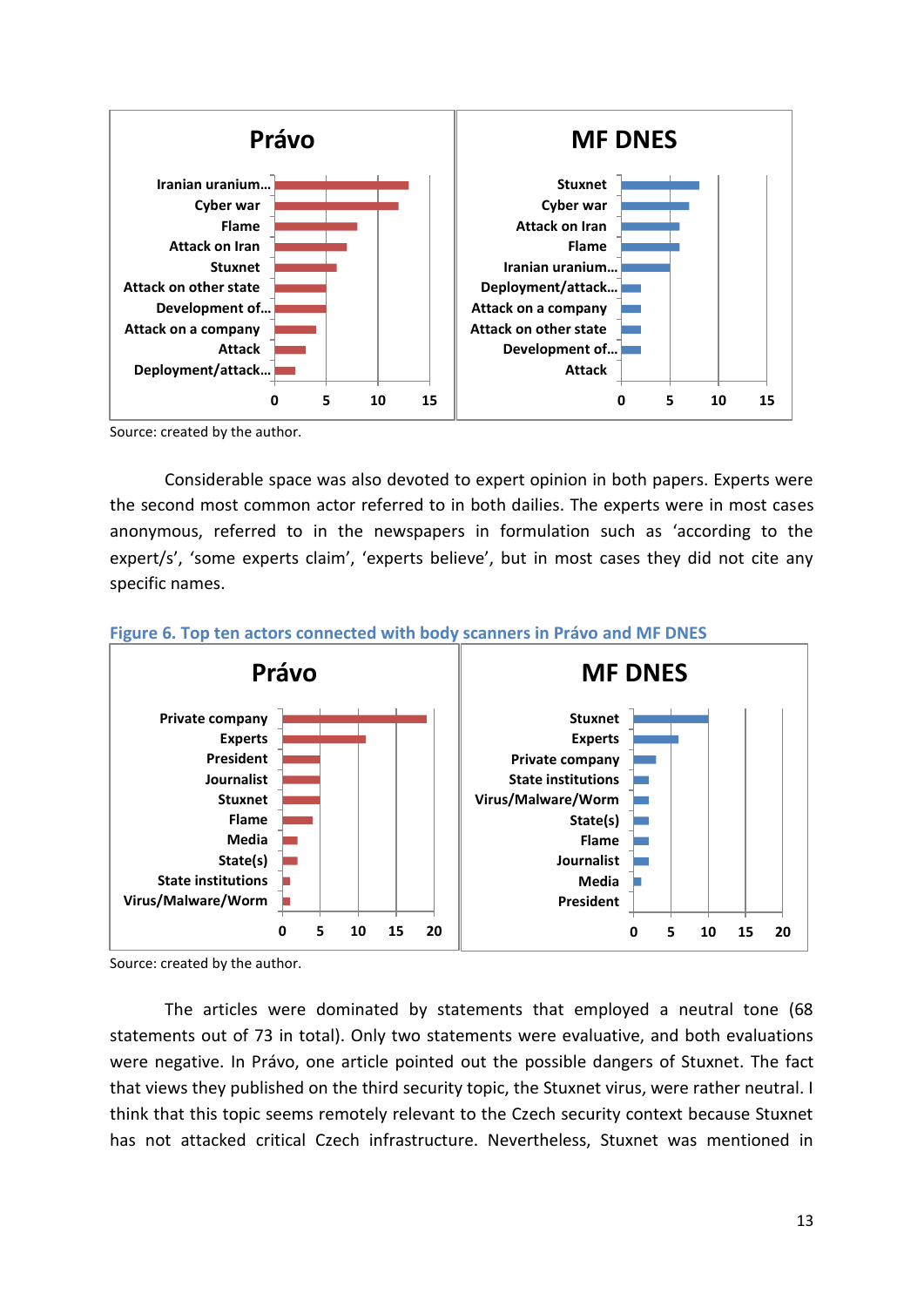Source: created by the author.

Considerable space was also devoted to expert opinion in both papers. Experts were the second most common actor referred to in both dailies. The experts were in most cases anonymous, referred to in the newspapers in formulation such as 'according to the expert/s', 'some experts claim', 'experts believe', but in most cases they did not cite any specific names.

**Figure 6. Top ten actors connected with body scanners in Právo and MF DNES**

Source: created by the author.

The articles were dominated by statements that employed a neutral tone (68 statements out of 73 in total). Only two statements were evaluative, and both evaluations were negative. In Právo, one article pointed out the possible dangers of Stuxnet. The fact that views they published on the third security topic, the Stuxnet virus, were rather neutral. I think that this topic seems remotely relevant to the Czech security context because Stuxnet has not attacked critical Czech infrastructure. Nevertheless, Stuxnet was mentioned in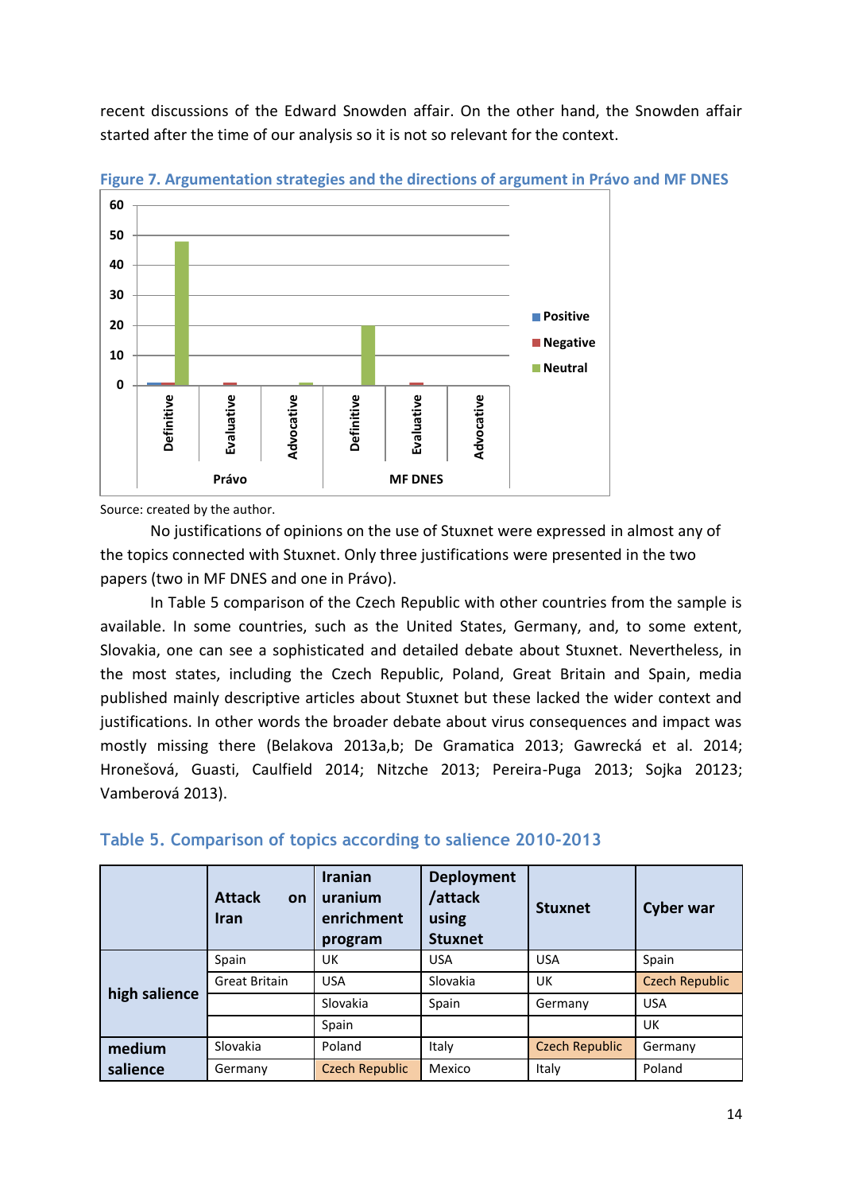recent discussions of the Edward Snowden affair. On the other hand, the Snowden affair started after the time of our analysis so it is not so relevant for the context.

**Figure 7. Argumentation strategies and the directions of argument in Právo and MF DNES**

Source: created by the author.

No justifications of opinions on the use of Stuxnet were expressed in almost any of the topics connected with Stuxnet. Only three justifications were presented in the two papers (two in MF DNES and one in Právo).

In Table 5 comparison of the Czech Republic with other countries from the sample is available. In some countries, such as the United States, Germany, and, to some extent, Slovakia, one can see a sophisticated and detailed debate about Stuxnet. Nevertheless, in the most states, including the Czech Republic, Poland, Great Britain and Spain, media published mainly descriptive articles about Stuxnet but these lacked the wider context and justifications. In other words the broader debate about virus consequences and impact was mostly missing there (Belakova 2013a,b; De Gramatica 2013; Gawrecká et al. 2014; Hronešová, Guasti, Caulfield 2014; Nitzche 2013; Pereira-Puga 2013; Sojka 20123; Vamberová 2013).

**Table 5. Comparison of topics according to salience 2010-2013**

| | Attack on Iran | Iranian uranium enrichment program | Deployment /attack using Stuxnet | Stuxnet | Cyber war |
|---|---|---|---|---|---|
| **high salience** | Spain | UK | USA | USA | Spain |
| | Great Britain | USA | Slovakia | UK | Czech Republic |
| | | Slovakia | Spain | Germany | USA |
| | | Spain | | | UK |
| **medium salience** | Slovakia | Poland | Italy | Czech Republic | Germany |
| | Germany | Czech Republic | Mexico | Italy | Poland |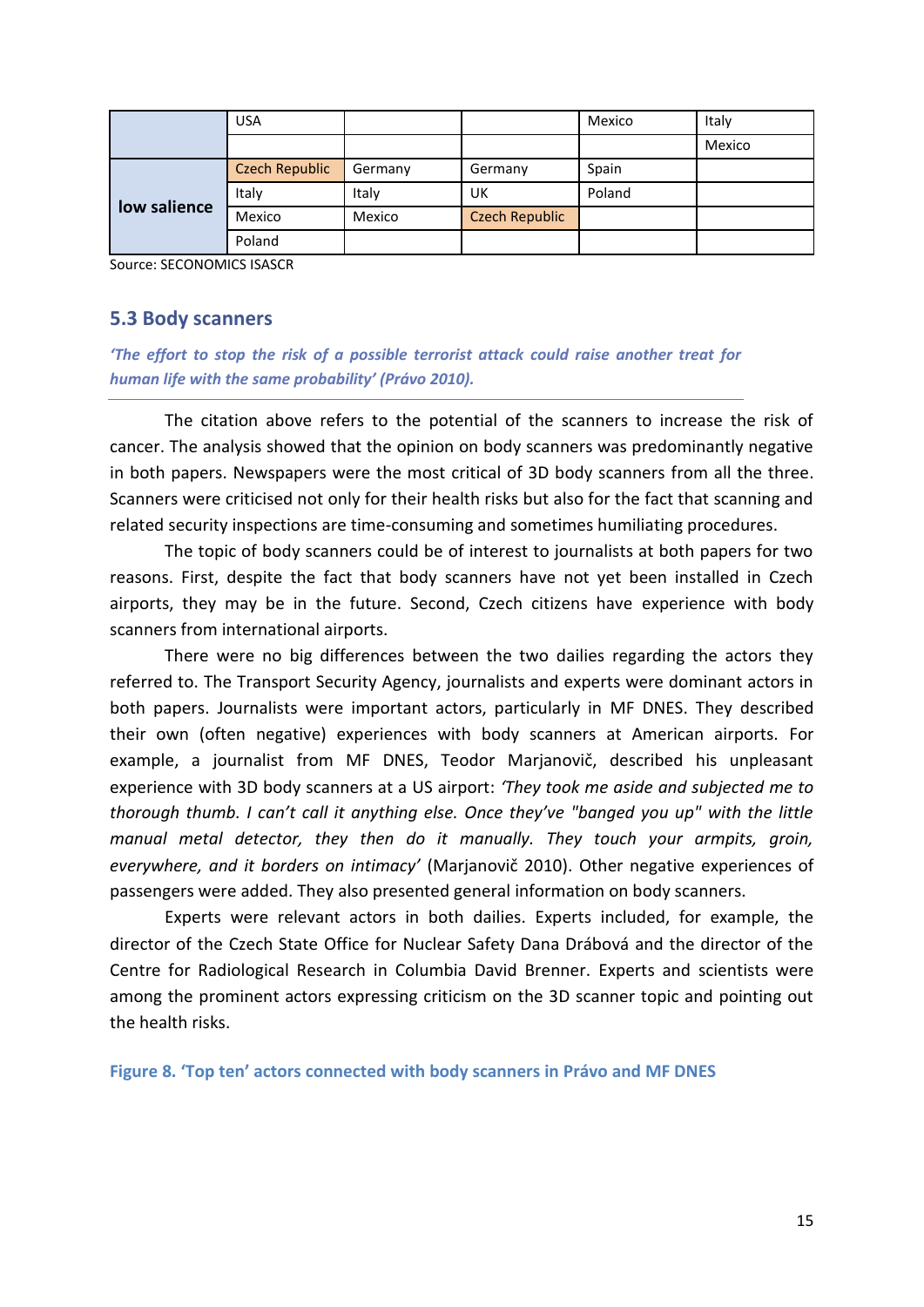| | | | | | |
|---|---|---|---|---|---|
| | USA | | | Mexico | Italy |
| | | | | | Mexico |
| **low salience** | Czech Republic | Germany | Germany | Spain | |
| | Italy | Italy | UK | Poland | |
| | Mexico | Mexico | Czech Republic | | |
| | Poland | | | | |

Source: SECONOMICS ISASCR

## 5.3 Body scanners

*'The effort to stop the risk of a possible terrorist attack could raise another treat for human life with the same probability' (Právo 2010).*

The citation above refers to the potential of the scanners to increase the risk of cancer. The analysis showed that the opinion on body scanners was predominantly negative in both papers. Newspapers were the most critical of 3D body scanners from all the three. Scanners were criticised not only for their health risks but also for the fact that scanning and related security inspections are time-consuming and sometimes humiliating procedures.

The topic of body scanners could be of interest to journalists at both papers for two reasons. First, despite the fact that body scanners have not yet been installed in Czech airports, they may be in the future. Second, Czech citizens have experience with body scanners from international airports.

There were no big differences between the two dailies regarding the actors they referred to. The Transport Security Agency, journalists and experts were dominant actors in both papers. Journalists were important actors, particularly in MF DNES. They described their own (often negative) experiences with body scanners at American airports. For example, a journalist from MF DNES, Teodor Marjanovič, described his unpleasant experience with 3D body scanners at a US airport: *'They took me aside and subjected me to thorough thumb. I can't call it anything else. Once they've "banged you up" with the little manual metal detector, they then do it manually. They touch your armpits, groin, everywhere, and it borders on intimacy'* (Marjanovič 2010). Other negative experiences of passengers were added. They also presented general information on body scanners.

Experts were relevant actors in both dailies. Experts included, for example, the director of the Czech State Office for Nuclear Safety Dana Drábová and the director of the Centre for Radiological Research in Columbia David Brenner. Experts and scientists were among the prominent actors expressing criticism on the 3D scanner topic and pointing out the health risks.

**Figure 8. 'Top ten' actors connected with body scanners in Právo and MF DNES**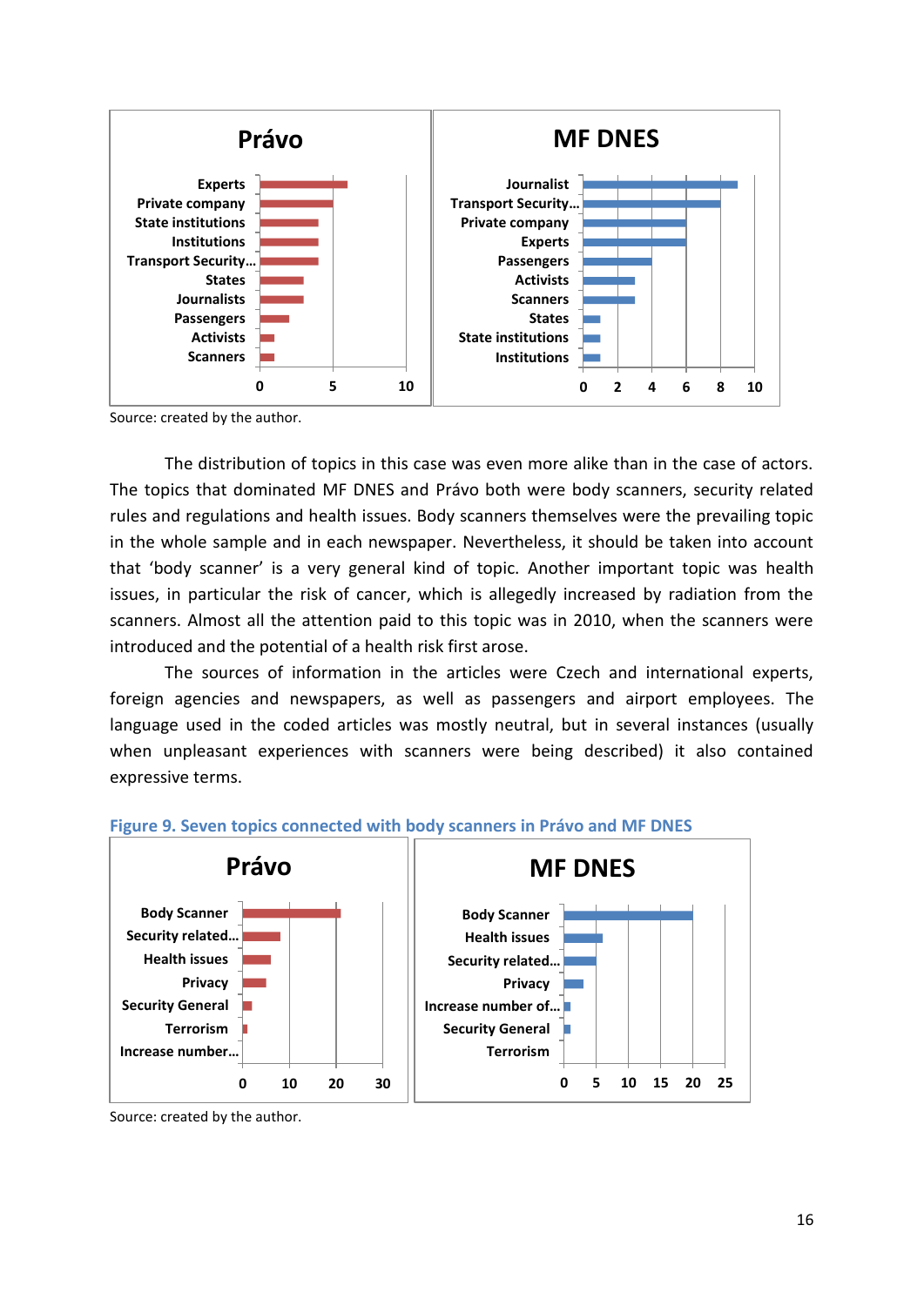Právo

| Actor | Value |
|---|---|
| Experts | 6 |
| Private company | 5 |
| State institutions | 4 |
| Institutions | 4 |
| Transport Security... | 4 |
| States | 3 |
| Journalists | 3 |
| Passengers | 2 |
| Activists | 1 |
| Scanners | 1 |

MF DNES

| Actor | Value |
|---|---|
| Journalist | 9 |
| Transport Security... | 8 |
| Private company | 6 |
| Experts | 6 |
| Passengers | 4 |
| Activists | 3 |
| Scanners | 3 |
| States | 1 |
| State institutions | 1 |
| Institutions | 1 |

Source: created by the author.

The distribution of topics in this case was even more alike than in the case of actors. The topics that dominated MF DNES and Právo both were body scanners, security related rules and regulations and health issues. Body scanners themselves were the prevailing topic in the whole sample and in each newspaper. Nevertheless, it should be taken into account that 'body scanner' is a very general kind of topic. Another important topic was health issues, in particular the risk of cancer, which is allegedly increased by radiation from the scanners. Almost all the attention paid to this topic was in 2010, when the scanners were introduced and the potential of a health risk first arose.

The sources of information in the articles were Czech and international experts, foreign agencies and newspapers, as well as passengers and airport employees. The language used in the coded articles was mostly neutral, but in several instances (usually when unpleasant experiences with scanners were being described) it also contained expressive terms.

**Figure 9. Seven topics connected with body scanners in Právo and MF DNES**

Právo

| Topic | Value |
|---|---|
| Body Scanner | 21 |
| Security related... | 8 |
| Health issues | 6 |
| Privacy | 5 |
| Security General | 2 |
| Terrorism | 1 |
| Increase number... | 0 |

MF DNES

| Topic | Value |
|---|---|
| Body Scanner | 20 |
| Health issues | 6 |
| Security related... | 5 |
| Privacy | 3 |
| Increase number of... | 1 |
| Security General | 1 |
| Terrorism | 0 |

Source: created by the author.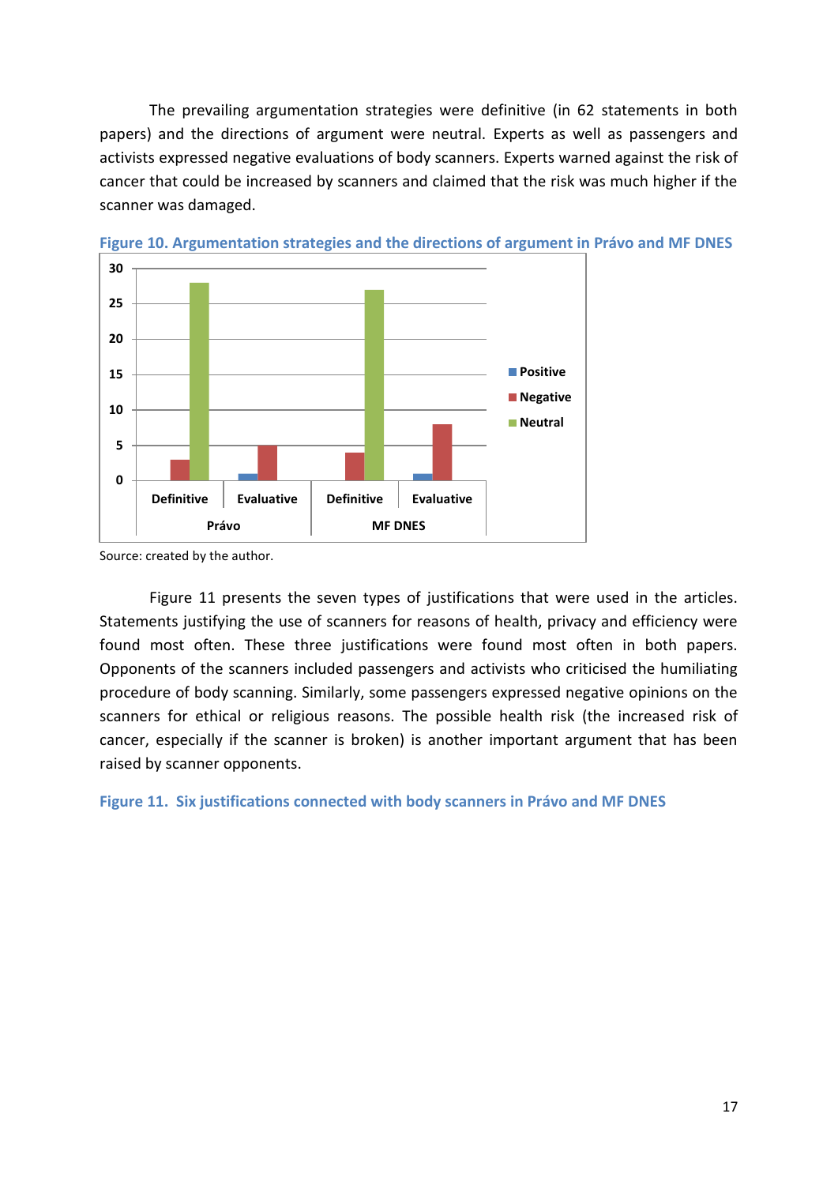The prevailing argumentation strategies were definitive (in 62 statements in both papers) and the directions of argument were neutral. Experts as well as passengers and activists expressed negative evaluations of body scanners. Experts warned against the risk of cancer that could be increased by scanners and claimed that the risk was much higher if the scanner was damaged.

**Figure 10. Argumentation strategies and the directions of argument in Právo and MF DNES**

Source: created by the author.

Figure 11 presents the seven types of justifications that were used in the articles. Statements justifying the use of scanners for reasons of health, privacy and efficiency were found most often. These three justifications were found most often in both papers. Opponents of the scanners included passengers and activists who criticised the humiliating procedure of body scanning. Similarly, some passengers expressed negative opinions on the scanners for ethical or religious reasons. The possible health risk (the increased risk of cancer, especially if the scanner is broken) is another important argument that has been raised by scanner opponents.

**Figure 11. Six justifications connected with body scanners in Právo and MF DNES**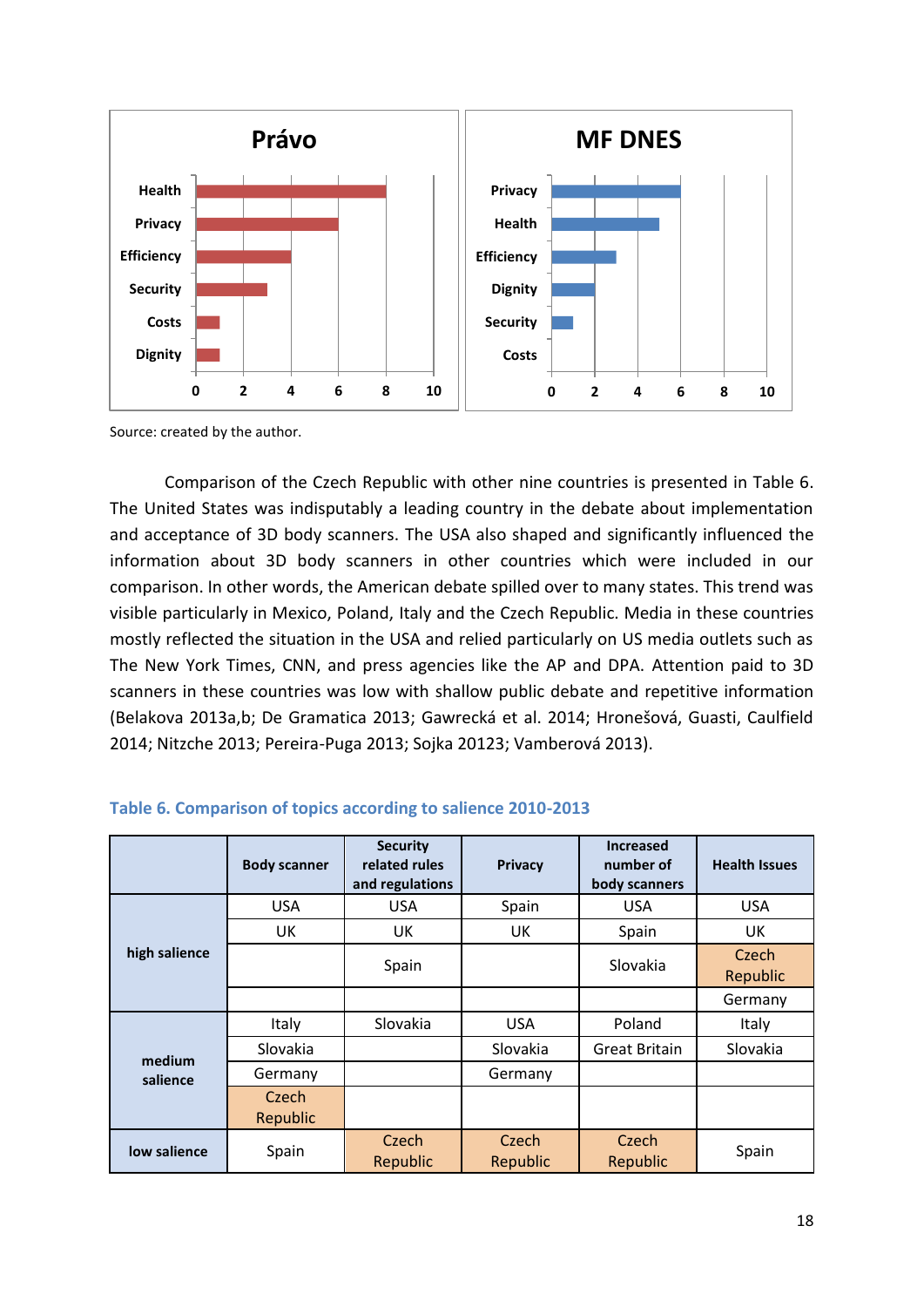Source: created by the author.

Comparison of the Czech Republic with other nine countries is presented in Table 6. The United States was indisputably a leading country in the debate about implementation and acceptance of 3D body scanners. The USA also shaped and significantly influenced the information about 3D body scanners in other countries which were included in our comparison. In other words, the American debate spilled over to many states. This trend was visible particularly in Mexico, Poland, Italy and the Czech Republic. Media in these countries mostly reflected the situation in the USA and relied particularly on US media outlets such as The New York Times, CNN, and press agencies like the AP and DPA. Attention paid to 3D scanners in these countries was low with shallow public debate and repetitive information (Belakova 2013a,b; De Gramatica 2013; Gawrecká et al. 2014; Hronešová, Guasti, Caulfield 2014; Nitzche 2013; Pereira-Puga 2013; Sojka 20123; Vamberová 2013).

**Table 6. Comparison of topics according to salience 2010-2013**

| | Body scanner | Security related rules and regulations | Privacy | Increased number of body scanners | Health Issues |
|---|---|---|---|---|---|
| **high salience** | USA | USA | Spain | USA | USA |
| | UK | UK | UK | Spain | UK |
| | | Spain | | Slovakia | Czech Republic |
| | | | | | Germany |
| **medium salience** | Italy | Slovakia | USA | Poland | Italy |
| | Slovakia | | Slovakia | Great Britain | Slovakia |
| | Germany | | Germany | | |
| | Czech Republic | | | | |
| **low salience** | Spain | Czech Republic | Czech Republic | Czech Republic | Spain |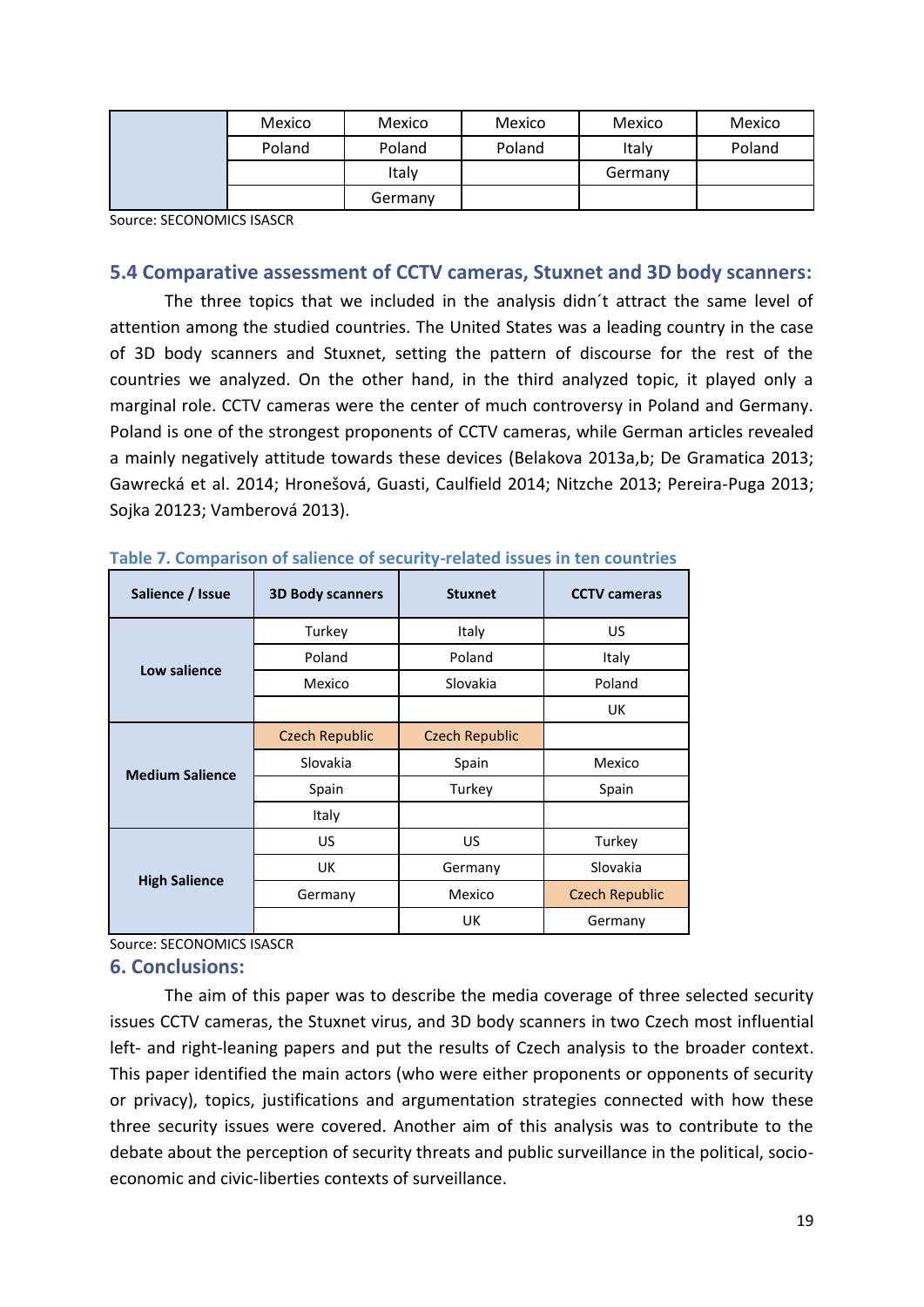| | | | | | |
|---|---|---|---|---|---|
| | Mexico | Mexico | Mexico | Mexico | Mexico |
| | Poland | Poland | Poland | Italy | Poland |
| | | Italy | | Germany | |
| | | Germany | | | |

Source: SECONOMICS ISASCR

## 5.4 Comparative assessment of CCTV cameras, Stuxnet and 3D body scanners:

The three topics that we included in the analysis didn´t attract the same level of attention among the studied countries. The United States was a leading country in the case of 3D body scanners and Stuxnet, setting the pattern of discourse for the rest of the countries we analyzed. On the other hand, in the third analyzed topic, it played only a marginal role. CCTV cameras were the center of much controversy in Poland and Germany. Poland is one of the strongest proponents of CCTV cameras, while German articles revealed a mainly negatively attitude towards these devices (Belakova 2013a,b; De Gramatica 2013; Gawrecká et al. 2014; Hronešová, Guasti, Caulfield 2014; Nitzche 2013; Pereira-Puga 2013; Sojka 20123; Vamberová 2013).

**Table 7. Comparison of salience of security-related issues in ten countries**

| Salience / Issue | 3D Body scanners | Stuxnet | CCTV cameras |
|---|---|---|---|
| Low salience | Turkey | Italy | US |
| | Poland | Poland | Italy |
| | Mexico | Slovakia | Poland |
| | | | UK |
| Medium Salience | Czech Republic | Czech Republic | |
| | Slovakia | Spain | Mexico |
| | Spain | Turkey | Spain |
| | Italy | | |
| High Salience | US | US | Turkey |
| | UK | Germany | Slovakia |
| | Germany | Mexico | Czech Republic |
| | | UK | Germany |

Source: SECONOMICS ISASCR

## 6. Conclusions:

The aim of this paper was to describe the media coverage of three selected security issues CCTV cameras, the Stuxnet virus, and 3D body scanners in two Czech most influential left- and right-leaning papers and put the results of Czech analysis to the broader context. This paper identified the main actors (who were either proponents or opponents of security or privacy), topics, justifications and argumentation strategies connected with how these three security issues were covered. Another aim of this analysis was to contribute to the debate about the perception of security threats and public surveillance in the political, socio-economic and civic-liberties contexts of surveillance.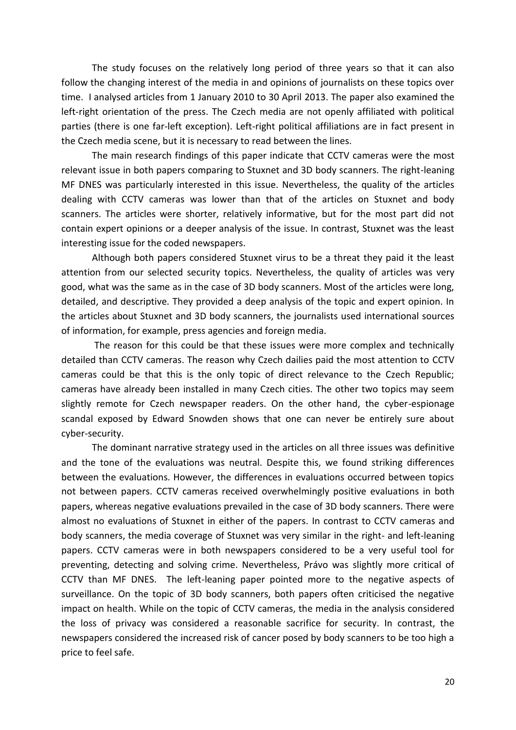The study focuses on the relatively long period of three years so that it can also follow the changing interest of the media in and opinions of journalists on these topics over time. I analysed articles from 1 January 2010 to 30 April 2013. The paper also examined the left-right orientation of the press. The Czech media are not openly affiliated with political parties (there is one far-left exception). Left-right political affiliations are in fact present in the Czech media scene, but it is necessary to read between the lines.

The main research findings of this paper indicate that CCTV cameras were the most relevant issue in both papers comparing to Stuxnet and 3D body scanners. The right-leaning MF DNES was particularly interested in this issue. Nevertheless, the quality of the articles dealing with CCTV cameras was lower than that of the articles on Stuxnet and body scanners. The articles were shorter, relatively informative, but for the most part did not contain expert opinions or a deeper analysis of the issue. In contrast, Stuxnet was the least interesting issue for the coded newspapers.

Although both papers considered Stuxnet virus to be a threat they paid it the least attention from our selected security topics. Nevertheless, the quality of articles was very good, what was the same as in the case of 3D body scanners. Most of the articles were long, detailed, and descriptive. They provided a deep analysis of the topic and expert opinion. In the articles about Stuxnet and 3D body scanners, the journalists used international sources of information, for example, press agencies and foreign media.

The reason for this could be that these issues were more complex and technically detailed than CCTV cameras. The reason why Czech dailies paid the most attention to CCTV cameras could be that this is the only topic of direct relevance to the Czech Republic; cameras have already been installed in many Czech cities. The other two topics may seem slightly remote for Czech newspaper readers. On the other hand, the cyber-espionage scandal exposed by Edward Snowden shows that one can never be entirely sure about cyber-security.

The dominant narrative strategy used in the articles on all three issues was definitive and the tone of the evaluations was neutral. Despite this, we found striking differences between the evaluations. However, the differences in evaluations occurred between topics not between papers. CCTV cameras received overwhelmingly positive evaluations in both papers, whereas negative evaluations prevailed in the case of 3D body scanners. There were almost no evaluations of Stuxnet in either of the papers. In contrast to CCTV cameras and body scanners, the media coverage of Stuxnet was very similar in the right- and left-leaning papers. CCTV cameras were in both newspapers considered to be a very useful tool for preventing, detecting and solving crime. Nevertheless, Právo was slightly more critical of CCTV than MF DNES. The left-leaning paper pointed more to the negative aspects of surveillance. On the topic of 3D body scanners, both papers often criticised the negative impact on health. While on the topic of CCTV cameras, the media in the analysis considered the loss of privacy was considered a reasonable sacrifice for security. In contrast, the newspapers considered the increased risk of cancer posed by body scanners to be too high a price to feel safe.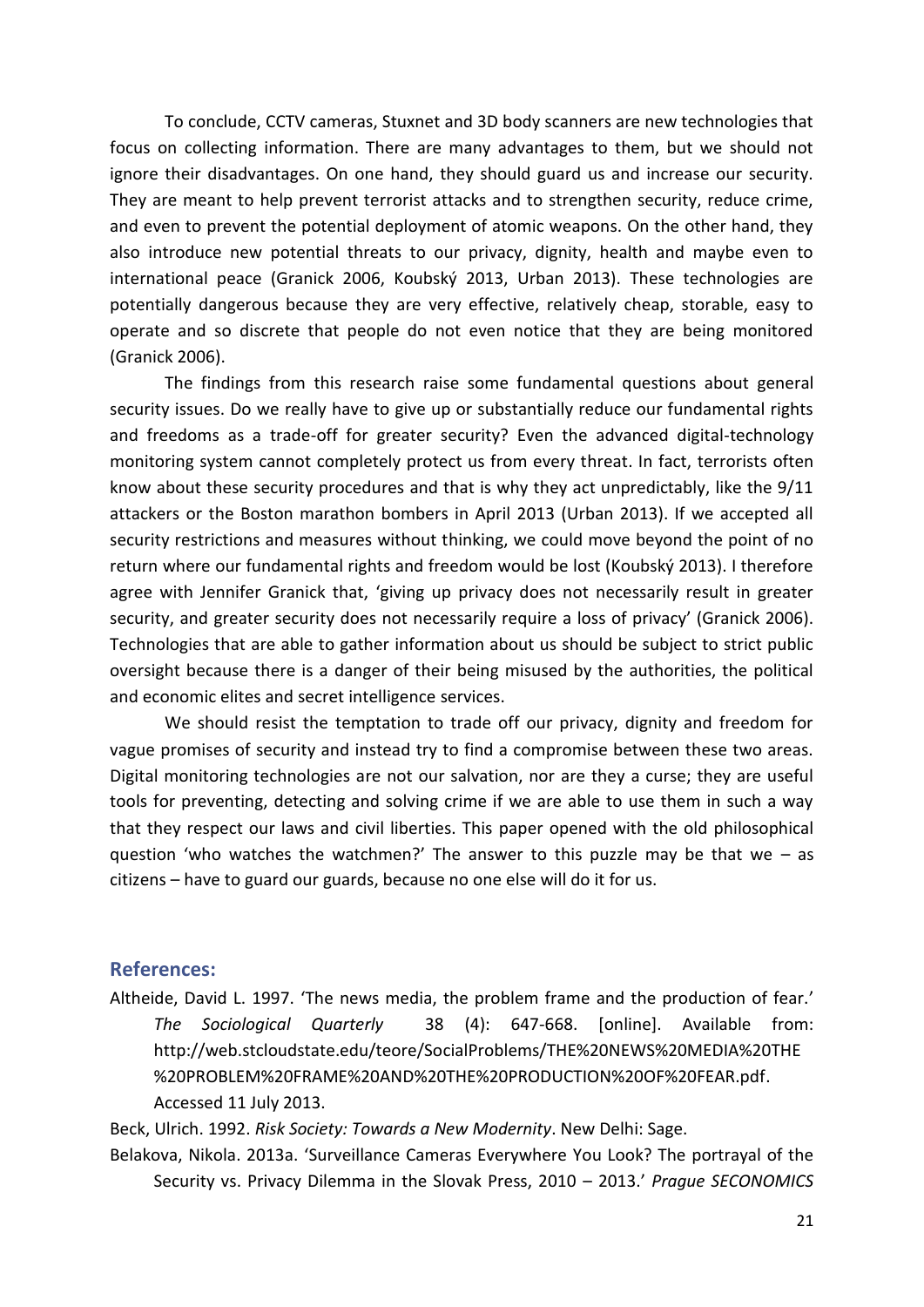To conclude, CCTV cameras, Stuxnet and 3D body scanners are new technologies that focus on collecting information. There are many advantages to them, but we should not ignore their disadvantages. On one hand, they should guard us and increase our security. They are meant to help prevent terrorist attacks and to strengthen security, reduce crime, and even to prevent the potential deployment of atomic weapons. On the other hand, they also introduce new potential threats to our privacy, dignity, health and maybe even to international peace (Granick 2006, Koubský 2013, Urban 2013). These technologies are potentially dangerous because they are very effective, relatively cheap, storable, easy to operate and so discrete that people do not even notice that they are being monitored (Granick 2006).

The findings from this research raise some fundamental questions about general security issues. Do we really have to give up or substantially reduce our fundamental rights and freedoms as a trade-off for greater security? Even the advanced digital-technology monitoring system cannot completely protect us from every threat. In fact, terrorists often know about these security procedures and that is why they act unpredictably, like the 9/11 attackers or the Boston marathon bombers in April 2013 (Urban 2013). If we accepted all security restrictions and measures without thinking, we could move beyond the point of no return where our fundamental rights and freedom would be lost (Koubský 2013). I therefore agree with Jennifer Granick that, 'giving up privacy does not necessarily result in greater security, and greater security does not necessarily require a loss of privacy' (Granick 2006). Technologies that are able to gather information about us should be subject to strict public oversight because there is a danger of their being misused by the authorities, the political and economic elites and secret intelligence services.

We should resist the temptation to trade off our privacy, dignity and freedom for vague promises of security and instead try to find a compromise between these two areas. Digital monitoring technologies are not our salvation, nor are they a curse; they are useful tools for preventing, detecting and solving crime if we are able to use them in such a way that they respect our laws and civil liberties. This paper opened with the old philosophical question 'who watches the watchmen?' The answer to this puzzle may be that we – as citizens – have to guard our guards, because no one else will do it for us.

## References:

Altheide, David L. 1997. 'The news media, the problem frame and the production of fear.' *The Sociological Quarterly* 38 (4): 647-668. [online]. Available from: http://web.stcloudstate.edu/teore/SocialProblems/THE%20NEWS%20MEDIA%20THE%20PROBLEM%20FRAME%20AND%20THE%20PRODUCTION%20OF%20FEAR.pdf. Accessed 11 July 2013.

Beck, Ulrich. 1992. *Risk Society: Towards a New Modernity*. New Delhi: Sage.

Belakova, Nikola. 2013a. 'Surveillance Cameras Everywhere You Look? The portrayal of the Security vs. Privacy Dilemma in the Slovak Press, 2010 – 2013.' *Prague SECONOMICS*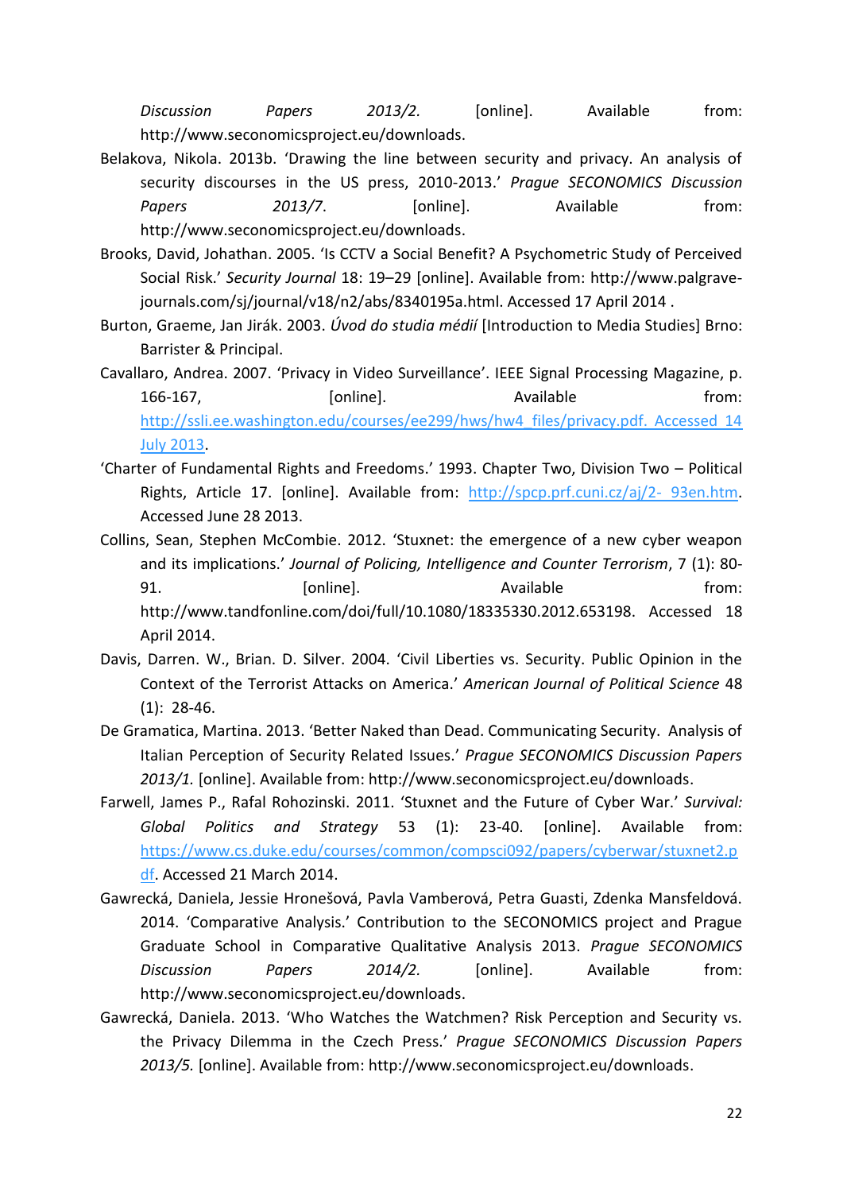*Discussion Papers 2013/2.* [online]. Available from: http://www.seconomicsproject.eu/downloads.

Belakova, Nikola. 2013b. 'Drawing the line between security and privacy. An analysis of security discourses in the US press, 2010-2013.' *Prague SECONOMICS Discussion Papers 2013/7*. [online]. Available from: http://www.seconomicsproject.eu/downloads.

Brooks, David, Johathan. 2005. 'Is CCTV a Social Benefit? A Psychometric Study of Perceived Social Risk.' *Security Journal* 18: 19–29 [online]. Available from: http://www.palgrave-journals.com/sj/journal/v18/n2/abs/8340195a.html. Accessed 17 April 2014 .

Burton, Graeme, Jan Jirák. 2003. *Úvod do studia médií* [Introduction to Media Studies] Brno: Barrister & Principal.

Cavallaro, Andrea. 2007. 'Privacy in Video Surveillance'. IEEE Signal Processing Magazine, p. 166-167, [online]. Available from: http://ssli.ee.washington.edu/courses/ee299/hws/hw4_files/privacy.pdf. Accessed 14 July 2013.

'Charter of Fundamental Rights and Freedoms.' 1993. Chapter Two, Division Two – Political Rights, Article 17. [online]. Available from: http://spcp.prf.cuni.cz/aj/2- 93en.htm. Accessed June 28 2013.

Collins, Sean, Stephen McCombie. 2012. 'Stuxnet: the emergence of a new cyber weapon and its implications.' *Journal of Policing, Intelligence and Counter Terrorism*, 7 (1): 80-91. [online]. Available from: http://www.tandfonline.com/doi/full/10.1080/18335330.2012.653198. Accessed 18 April 2014.

Davis, Darren. W., Brian. D. Silver. 2004. 'Civil Liberties vs. Security. Public Opinion in the Context of the Terrorist Attacks on America.' *American Journal of Political Science* 48 (1): 28-46.

De Gramatica, Martina. 2013. 'Better Naked than Dead. Communicating Security. Analysis of Italian Perception of Security Related Issues.' *Prague SECONOMICS Discussion Papers 2013/1.* [online]. Available from: http://www.seconomicsproject.eu/downloads.

Farwell, James P., Rafal Rohozinski. 2011. 'Stuxnet and the Future of Cyber War.' *Survival: Global Politics and Strategy* 53 (1): 23-40. [online]. Available from: https://www.cs.duke.edu/courses/common/compsci092/papers/cyberwar/stuxnet2.pdf. Accessed 21 March 2014.

Gawrecká, Daniela, Jessie Hronešová, Pavla Vamberová, Petra Guasti, Zdenka Mansfeldová. 2014. 'Comparative Analysis.' Contribution to the SECONOMICS project and Prague Graduate School in Comparative Qualitative Analysis 2013. *Prague SECONOMICS Discussion Papers 2014/2.* [online]. Available from: http://www.seconomicsproject.eu/downloads.

Gawrecká, Daniela. 2013. 'Who Watches the Watchmen? Risk Perception and Security vs. the Privacy Dilemma in the Czech Press.' *Prague SECONOMICS Discussion Papers 2013/5.* [online]. Available from: http://www.seconomicsproject.eu/downloads.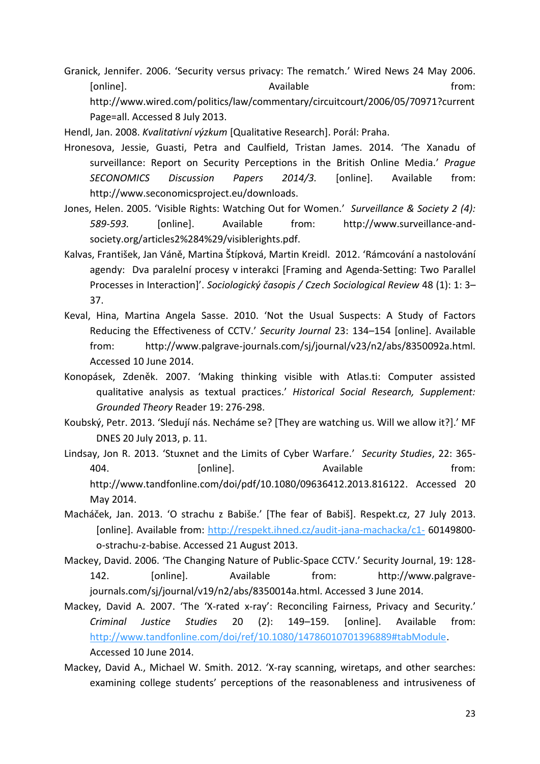Granick, Jennifer. 2006. 'Security versus privacy: The rematch.' Wired News 24 May 2006. [online]. Available from: http://www.wired.com/politics/law/commentary/circuitcourt/2006/05/70971?currentPage=all. Accessed 8 July 2013.

Hendl, Jan. 2008. *Kvalitativní výzkum* [Qualitative Research]. Porál: Praha.

Hronesova, Jessie, Guasti, Petra and Caulfield, Tristan James. 2014. 'The Xanadu of surveillance: Report on Security Perceptions in the British Online Media.' *Prague SECONOMICS Discussion Papers 2014/3.* [online]. Available from: http://www.seconomicsproject.eu/downloads.

Jones, Helen. 2005. 'Visible Rights: Watching Out for Women.' *Surveillance & Society 2 (4): 589-593.* [online]. Available from: http://www.surveillance-and-society.org/articles2%284%29/visiblerights.pdf.

Kalvas, František, Jan Váně, Martina Štípková, Martin Kreidl. 2012. 'Rámcování a nastolování agendy: Dva paralelní procesy v interakci [Framing and Agenda-Setting: Two Parallel Processes in Interaction]'. *Sociologický časopis / Czech Sociological Review* 48 (1): 1: 3–37.

Keval, Hina, Martina Angela Sasse. 2010. 'Not the Usual Suspects: A Study of Factors Reducing the Effectiveness of CCTV.' *Security Journal* 23: 134–154 [online]. Available from: http://www.palgrave-journals.com/sj/journal/v23/n2/abs/8350092a.html. Accessed 10 June 2014.

Konopásek, Zdeněk. 2007. 'Making thinking visible with Atlas.ti: Computer assisted qualitative analysis as textual practices.' *Historical Social Research, Supplement: Grounded Theory* Reader 19: 276-298.

Koubský, Petr. 2013. 'Sledují nás. Necháme se? [They are watching us. Will we allow it?].' MF DNES 20 July 2013, p. 11.

Lindsay, Jon R. 2013. 'Stuxnet and the Limits of Cyber Warfare.' *Security Studies*, 22: 365-404. [online]. Available from: http://www.tandfonline.com/doi/pdf/10.1080/09636412.2013.816122. Accessed 20 May 2014.

Macháček, Jan. 2013. 'O strachu z Babiše.' [The fear of Babiš]. Respekt.cz, 27 July 2013. [online]. Available from: http://respekt.ihned.cz/audit-jana-machacka/c1- 60149800-o-strachu-z-babise. Accessed 21 August 2013.

Mackey, David. 2006. 'The Changing Nature of Public-Space CCTV.' Security Journal, 19: 128-142. [online]. Available from: http://www.palgrave-journals.com/sj/journal/v19/n2/abs/8350014a.html. Accessed 3 June 2014.

Mackey, David A. 2007. 'The 'X-rated x-ray': Reconciling Fairness, Privacy and Security.' *Criminal Justice Studies* 20 (2): 149–159. [online]. Available from: http://www.tandfonline.com/doi/ref/10.1080/14786010701396889#tabModule. Accessed 10 June 2014.

Mackey, David A., Michael W. Smith. 2012. 'X-ray scanning, wiretaps, and other searches: examining college students' perceptions of the reasonableness and intrusiveness of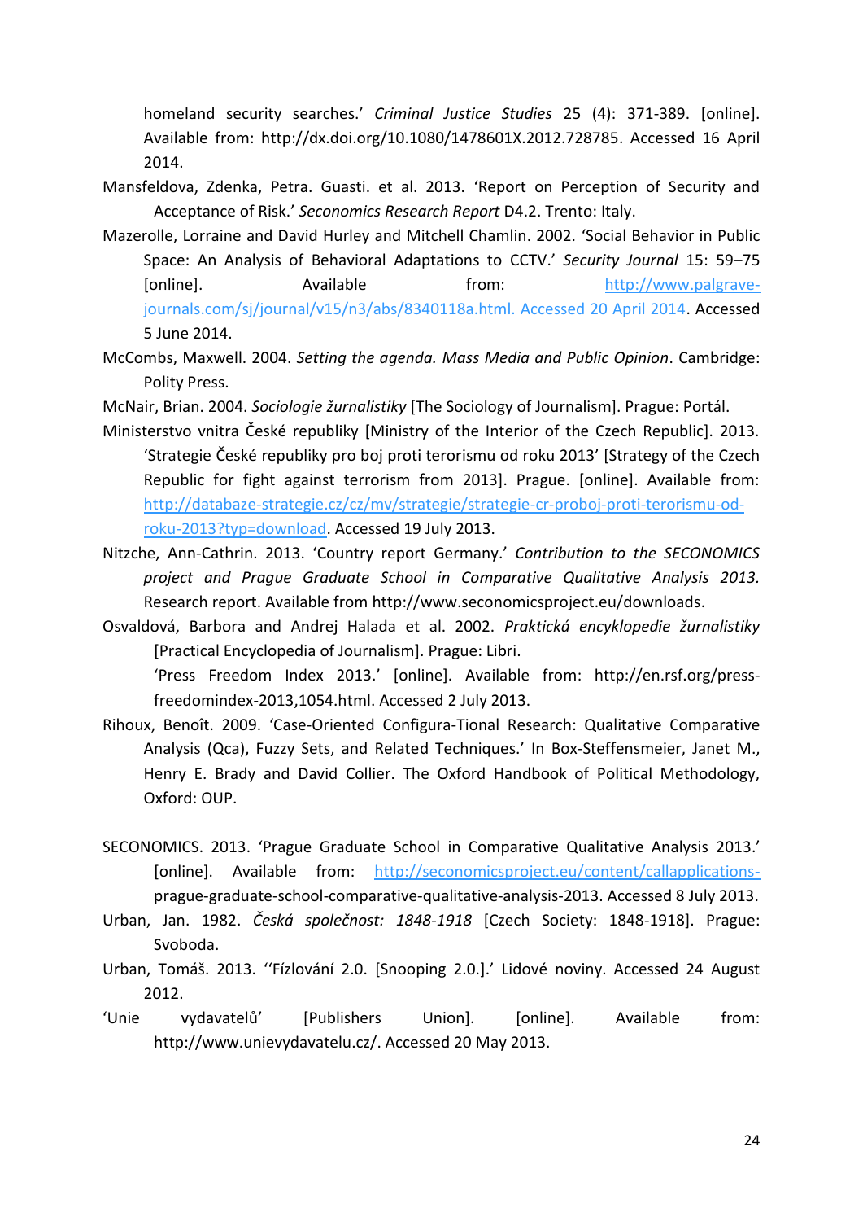homeland security searches.' *Criminal Justice Studies* 25 (4): 371-389. [online]. Available from: http://dx.doi.org/10.1080/1478601X.2012.728785. Accessed 16 April 2014.

Mansfeldova, Zdenka, Petra. Guasti. et al. 2013. 'Report on Perception of Security and Acceptance of Risk.' *Seconomics Research Report* D4.2. Trento: Italy.

Mazerolle, Lorraine and David Hurley and Mitchell Chamlin. 2002. 'Social Behavior in Public Space: An Analysis of Behavioral Adaptations to CCTV.' *Security Journal* 15: 59–75 [online]. Available from: http://www.palgrave-journals.com/sj/journal/v15/n3/abs/8340118a.html. Accessed 20 April 2014. Accessed 5 June 2014.

McCombs, Maxwell. 2004. *Setting the agenda. Mass Media and Public Opinion*. Cambridge: Polity Press.

McNair, Brian. 2004. *Sociologie žurnalistiky* [The Sociology of Journalism]. Prague: Portál.

Ministerstvo vnitra České republiky [Ministry of the Interior of the Czech Republic]. 2013. 'Strategie České republiky pro boj proti terorismu od roku 2013' [Strategy of the Czech Republic for fight against terrorism from 2013]. Prague. [online]. Available from: http://databaze-strategie.cz/cz/mv/strategie/strategie-cr-proboj-proti-terorismu-od-roku-2013?typ=download. Accessed 19 July 2013.

Nitzche, Ann-Cathrin. 2013. 'Country report Germany.' *Contribution to the SECONOMICS project and Prague Graduate School in Comparative Qualitative Analysis 2013.* Research report. Available from http://www.seconomicsproject.eu/downloads.

Osvaldová, Barbora and Andrej Halada et al. 2002. *Praktická encyklopedie žurnalistiky* [Practical Encyclopedia of Journalism]. Prague: Libri.

'Press Freedom Index 2013.' [online]. Available from: http://en.rsf.org/press-freedomindex-2013,1054.html. Accessed 2 July 2013.

Rihoux, Benoît. 2009. 'Case-Oriented Configura-Tional Research: Qualitative Comparative Analysis (Qca), Fuzzy Sets, and Related Techniques.' In Box-Steffensmeier, Janet M., Henry E. Brady and David Collier. The Oxford Handbook of Political Methodology, Oxford: OUP.

SECONOMICS. 2013. 'Prague Graduate School in Comparative Qualitative Analysis 2013.' [online]. Available from: http://seconomicsproject.eu/content/callapplications-prague-graduate-school-comparative-qualitative-analysis-2013. Accessed 8 July 2013.

Urban, Jan. 1982. *Česká společnost: 1848-1918* [Czech Society: 1848-1918]. Prague: Svoboda.

Urban, Tomáš. 2013. ''Fízlování 2.0. [Snooping 2.0.].' Lidové noviny. Accessed 24 August 2012.

'Unie vydavatelů' [Publishers Union]. [online]. Available from: http://www.unievydavatelu.cz/. Accessed 20 May 2013.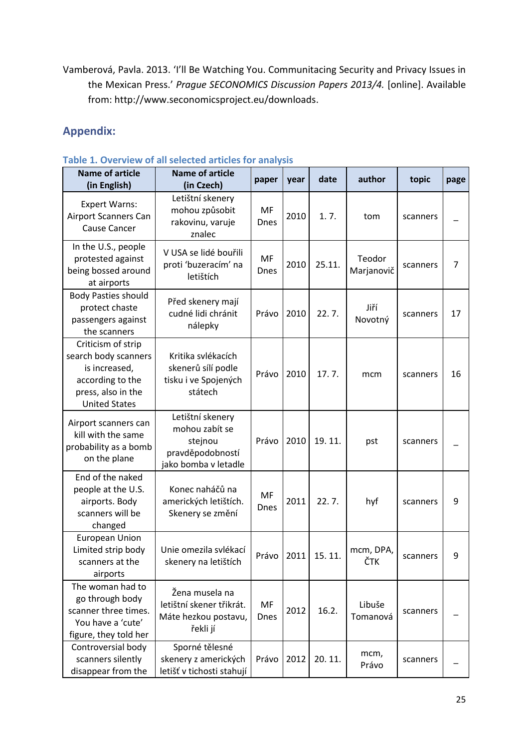Vamberová, Pavla. 2013. 'I'll Be Watching You. Communitacing Security and Privacy Issues in the Mexican Press.' *Prague SECONOMICS Discussion Papers 2013/4.* [online]. Available from: http://www.seconomicsproject.eu/downloads.

## Appendix:

### Table 1. Overview of all selected articles for analysis

| Name of article (in English) | Name of article (in Czech) | paper | year | date | author | topic | page |
|---|---|---|---|---|---|---|---|
| Expert Warns: Airport Scanners Can Cause Cancer | Letištní skenery mohou způsobit rakovinu, varuje znalec | MF Dnes | 2010 | 1. 7. | tom | scanners | – |
| In the U.S., people protested against being bossed around at airports | V USA se lidé bouřili proti 'buzeracím' na letištích | MF Dnes | 2010 | 25.11. | Teodor Marjanovič | scanners | 7 |
| Body Pasties should protect chaste passengers against the scanners | Před skenery mají cudné lidi chránit nálepky | Právo | 2010 | 22. 7. | Jiří Novotný | scanners | 17 |
| Criticism of strip search body scanners is increased, according to the press, also in the United States | Kritika svlékacích skenerů sílí podle tisku i ve Spojených státech | Právo | 2010 | 17. 7. | mcm | scanners | 16 |
| Airport scanners can kill with the same probability as a bomb on the plane | Letištní skenery mohou zabít se stejnou pravděpodobností jako bomba v letadle | Právo | 2010 | 19. 11. | pst | scanners | – |
| End of the naked people at the U.S. airports. Body scanners will be changed | Konec naháčů na amerických letištích. Skenery se změní | MF Dnes | 2011 | 22. 7. | hyf | scanners | 9 |
| European Union Limited strip body scanners at the airports | Unie omezila svlékací skenery na letištích | Právo | 2011 | 15. 11. | mcm, DPA, ČTK | scanners | 9 |
| The woman had to go through body scanner three times. You have a 'cute' figure, they told her | Žena musela na letištní skener třikrát. Máte hezkou postavu, řekli jí | MF Dnes | 2012 | 16.2. | Libuše Tomanová | scanners | – |
| Controversial body scanners silently disappear from the | Sporné tělesné skenery z amerických letišť v tichosti stahují | Právo | 2012 | 20. 11. | mcm, Právo | scanners | – |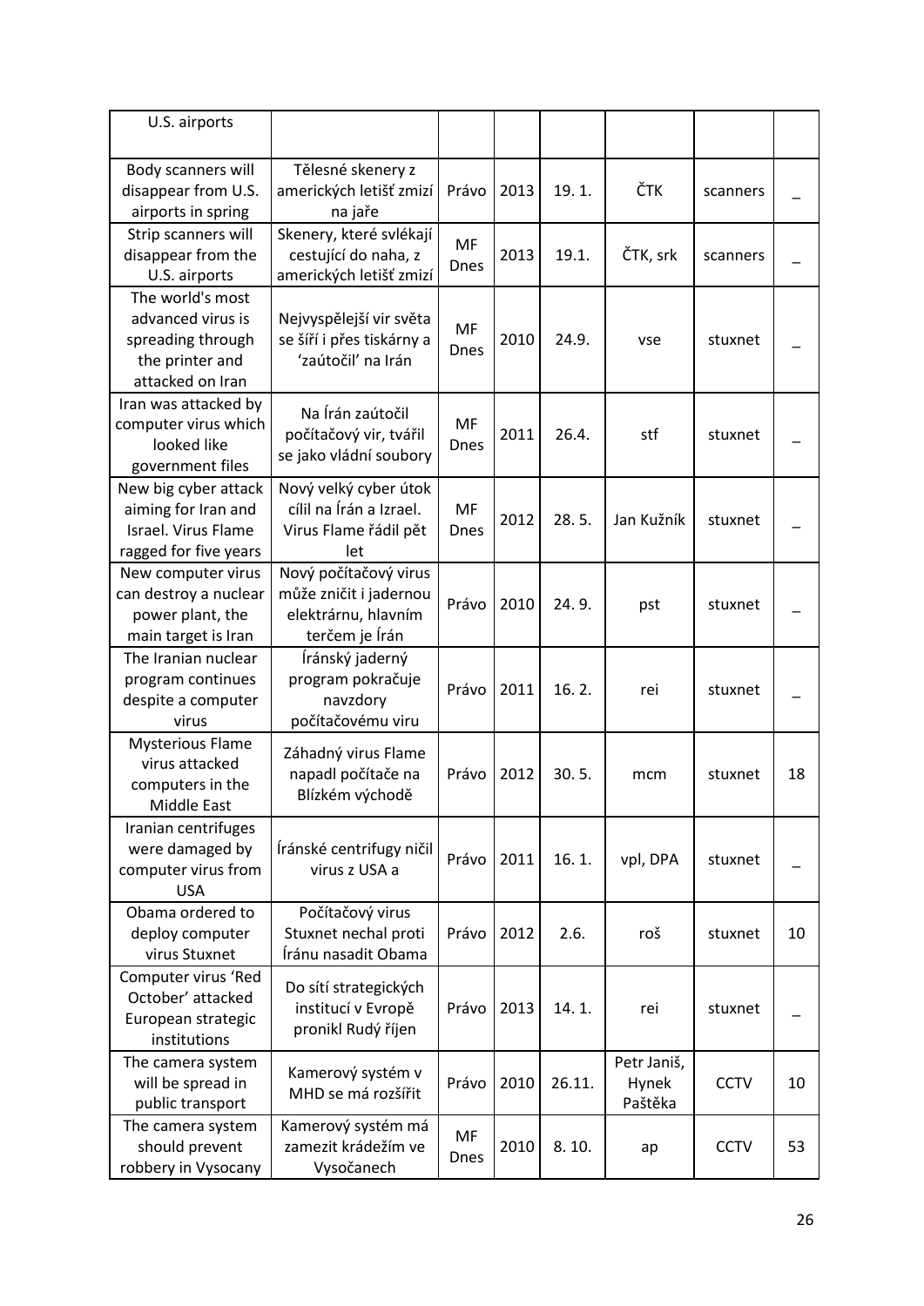| | | | | | | | |
|---|---|---|---|---|---|---|---|
| U.S. airports | | | | | | | |
| Body scanners will disappear from U.S. airports in spring | Tělesné skenery z amerických letišť zmizí na jaře | Právo | 2013 | 19. 1. | ČTK | scanners | _ |
| Strip scanners will disappear from the U.S. airports | Skenery, které svlékají cestující do naha, z amerických letišť zmizí | MF Dnes | 2013 | 19.1. | ČTK, srk | scanners | _ |
| The world's most advanced virus is spreading through the printer and attacked on Iran | Nejvyspělejší vir světa se šíří i přes tiskárny a 'zaútočil' na Irán | MF Dnes | 2010 | 24.9. | vse | stuxnet | _ |
| Iran was attacked by computer virus which looked like government files | Na Írán zaútočil počítačový vir, tvářil se jako vládní soubory | MF Dnes | 2011 | 26.4. | stf | stuxnet | _ |
| New big cyber attack aiming for Iran and Israel. Virus Flame ragged for five years | Nový velký cyber útok cílil na Írán a Izrael. Virus Flame řádil pět let | MF Dnes | 2012 | 28. 5. | Jan Kužník | stuxnet | _ |
| New computer virus can destroy a nuclear power plant, the main target is Iran | Nový počítačový virus může zničit i jadernou elektrárnu, hlavním terčem je Írán | Právo | 2010 | 24. 9. | pst | stuxnet | _ |
| The Iranian nuclear program continues despite a computer virus | Íránský jaderný program pokračuje navzdory počítačovému viru | Právo | 2011 | 16. 2. | rei | stuxnet | _ |
| Mysterious Flame virus attacked computers in the Middle East | Záhadný virus Flame napadl počítače na Blízkém východě | Právo | 2012 | 30. 5. | mcm | stuxnet | 18 |
| Iranian centrifuges were damaged by computer virus from USA | Íránské centrifugy ničil virus z USA a | Právo | 2011 | 16. 1. | vpl, DPA | stuxnet | _ |
| Obama ordered to deploy computer virus Stuxnet | Počítačový virus Stuxnet nechal proti Íránu nasadit Obama | Právo | 2012 | 2.6. | roš | stuxnet | 10 |
| Computer virus 'Red October' attacked European strategic institutions | Do sítí strategických institucí v Evropě pronikl Rudý říjen | Právo | 2013 | 14. 1. | rei | stuxnet | _ |
| The camera system will be spread in public transport | Kamerový systém v MHD se má rozšířit | Právo | 2010 | 26.11. | Petr Janiš, Hynek Paštěka | CCTV | 10 |
| The camera system should prevent robbery in Vysocany | Kamerový systém má zamezit krádežím ve Vysočanech | MF Dnes | 2010 | 8. 10. | ap | CCTV | 53 |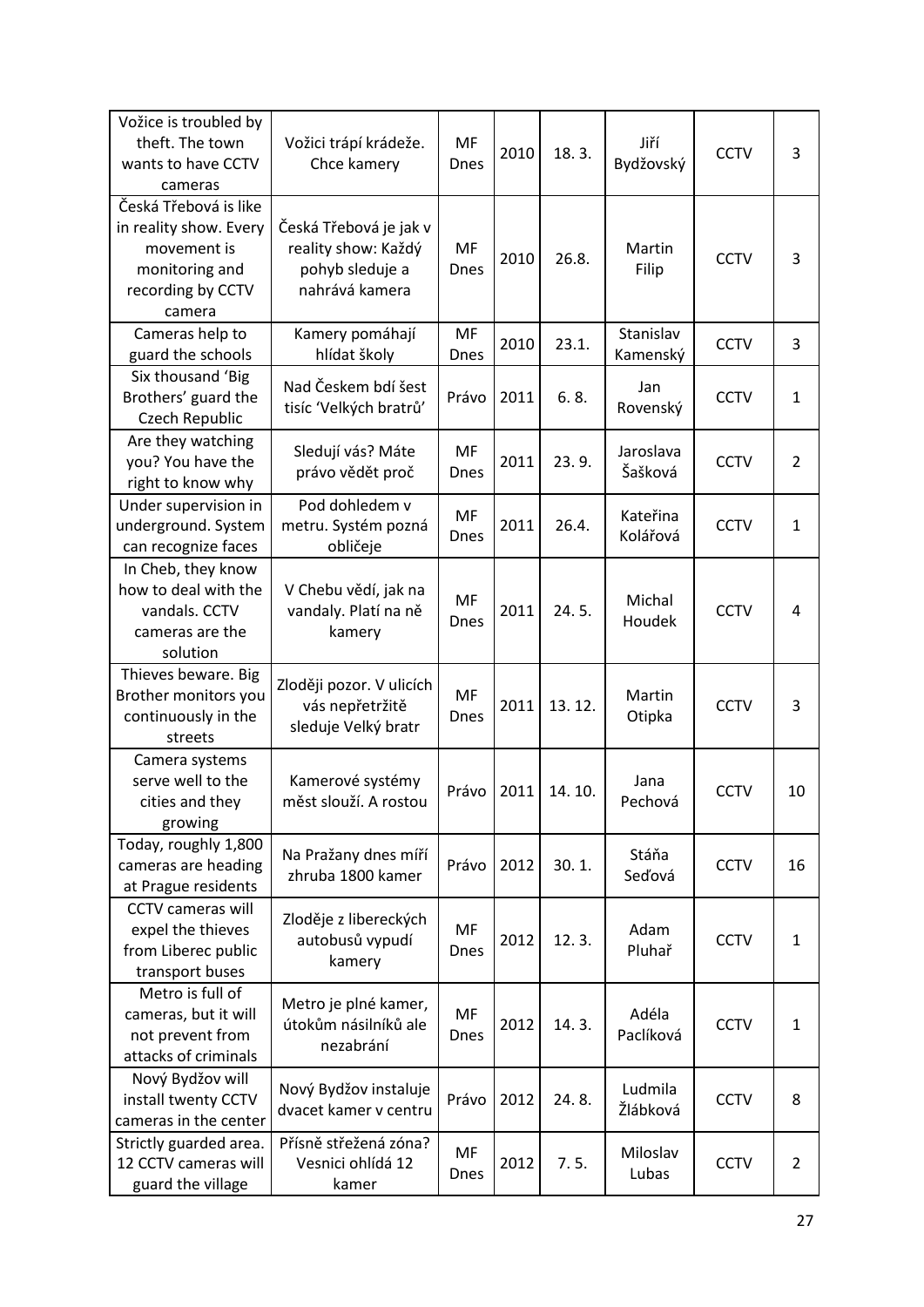| | | | | | | | |
|---|---|---|---|---|---|---|---|
| Vožice is troubled by theft. The town wants to have CCTV cameras | Vožici trápí krádeže. Chce kamery | MF Dnes | 2010 | 18. 3. | Jiří Bydžovský | CCTV | 3 |
| Česká Třebová is like in reality show. Every movement is monitoring and recording by CCTV camera | Česká Třebová je jak v reality show: Každý pohyb sleduje a nahrává kamera | MF Dnes | 2010 | 26.8. | Martin Filip | CCTV | 3 |
| Cameras help to guard the schools | Kamery pomáhají hlídat školy | MF Dnes | 2010 | 23.1. | Stanislav Kamenský | CCTV | 3 |
| Six thousand 'Big Brothers' guard the Czech Republic | Nad Českem bdí šest tisíc 'Velkých bratrů' | Právo | 2011 | 6. 8. | Jan Rovenský | CCTV | 1 |
| Are they watching you? You have the right to know why | Sledují vás? Máte právo vědět proč | MF Dnes | 2011 | 23. 9. | Jaroslava Šašková | CCTV | 2 |
| Under supervision in underground. System can recognize faces | Pod dohledem v metru. Systém pozná obličeje | MF Dnes | 2011 | 26.4. | Kateřina Kolářová | CCTV | 1 |
| In Cheb, they know how to deal with the vandals. CCTV cameras are the solution | V Chebu vědí, jak na vandaly. Platí na ně kamery | MF Dnes | 2011 | 24. 5. | Michal Houdek | CCTV | 4 |
| Thieves beware. Big Brother monitors you continuously in the streets | Zloději pozor. V ulicích vás nepřetržitě sleduje Velký bratr | MF Dnes | 2011 | 13. 12. | Martin Otipka | CCTV | 3 |
| Camera systems serve well to the cities and they growing | Kamerové systémy měst slouží. A rostou | Právo | 2011 | 14. 10. | Jana Pechová | CCTV | 10 |
| Today, roughly 1,800 cameras are heading at Prague residents | Na Pražany dnes míří zhruba 1800 kamer | Právo | 2012 | 30. 1. | Stáňa Seďová | CCTV | 16 |
| CCTV cameras will expel the thieves from Liberec public transport buses | Zloděje z libereckých autobusů vypudí kamery | MF Dnes | 2012 | 12. 3. | Adam Pluhař | CCTV | 1 |
| Metro is full of cameras, but it will not prevent from attacks of criminals | Metro je plné kamer, útokům násilníků ale nezabrání | MF Dnes | 2012 | 14. 3. | Adéla Paclíková | CCTV | 1 |
| Nový Bydžov will install twenty CCTV cameras in the center | Nový Bydžov instaluje dvacet kamer v centru | Právo | 2012 | 24. 8. | Ludmila Žlábková | CCTV | 8 |
| Strictly guarded area. 12 CCTV cameras will guard the village | Přísně střežená zóna? Vesnici ohlídá 12 kamer | MF Dnes | 2012 | 7. 5. | Miloslav Lubas | CCTV | 2 |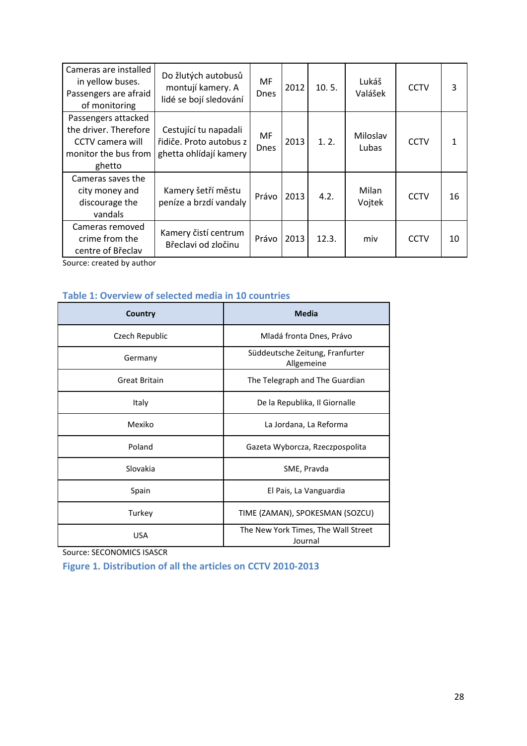| Cameras are installed in yellow buses. Passengers are afraid of monitoring | Do žlutých autobusů montují kamery. A lidé se bojí sledování | MF Dnes | 2012 | 10. 5. | Lukáš Valášek | CCTV | 3 |
|---|---|---|---|---|---|---|---|
| Passengers attacked the driver. Therefore CCTV camera will monitor the bus from ghetto | Cestující tu napadali řidiče. Proto autobus z ghetta ohlídají kamery | MF Dnes | 2013 | 1. 2. | Miloslav Lubas | CCTV | 1 |
| Cameras saves the city money and discourage the vandals | Kamery šetří městu peníze a brzdí vandaly | Právo | 2013 | 4.2. | Milan Vojtek | CCTV | 16 |
| Cameras removed crime from the centre of Břeclav | Kamery čistí centrum Břeclavi od zločinu | Právo | 2013 | 12.3. | miv | CCTV | 10 |

Source: created by author

**Table 1: Overview of selected media in 10 countries**

| Country | Media |
|---|---|
| Czech Republic | Mladá fronta Dnes, Právo |
| Germany | Süddeutsche Zeitung, Franfurter Allgemeine |
| Great Britain | The Telegraph and The Guardian |
| Italy | De la Republika, Il Giornalle |
| Mexiko | La Jordana, La Reforma |
| Poland | Gazeta Wyborcza, Rzeczpospolita |
| Slovakia | SME, Pravda |
| Spain | El Pais, La Vanguardia |
| Turkey | TIME (ZAMAN), SPOKESMAN (SOZCU) |
| USA | The New York Times, The Wall Street Journal |

Source: SECONOMICS ISASCR

**Figure 1. Distribution of all the articles on CCTV 2010-2013**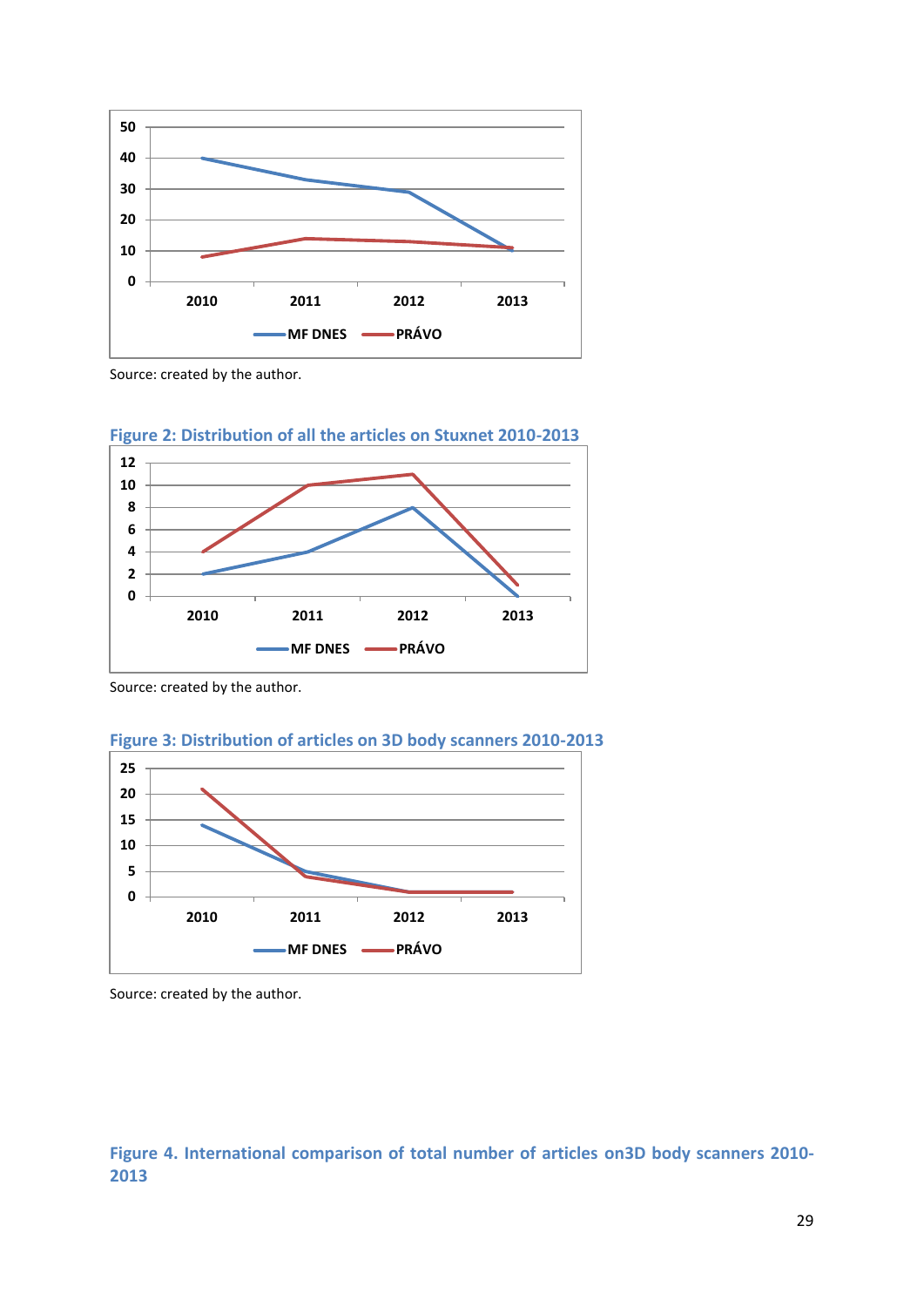Source: created by the author.

**Figure 2: Distribution of all the articles on Stuxnet 2010-2013**

Source: created by the author.

**Figure 3: Distribution of articles on 3D body scanners 2010-2013**

Source: created by the author.

**Figure 4. International comparison of total number of articles on3D body scanners 2010-2013**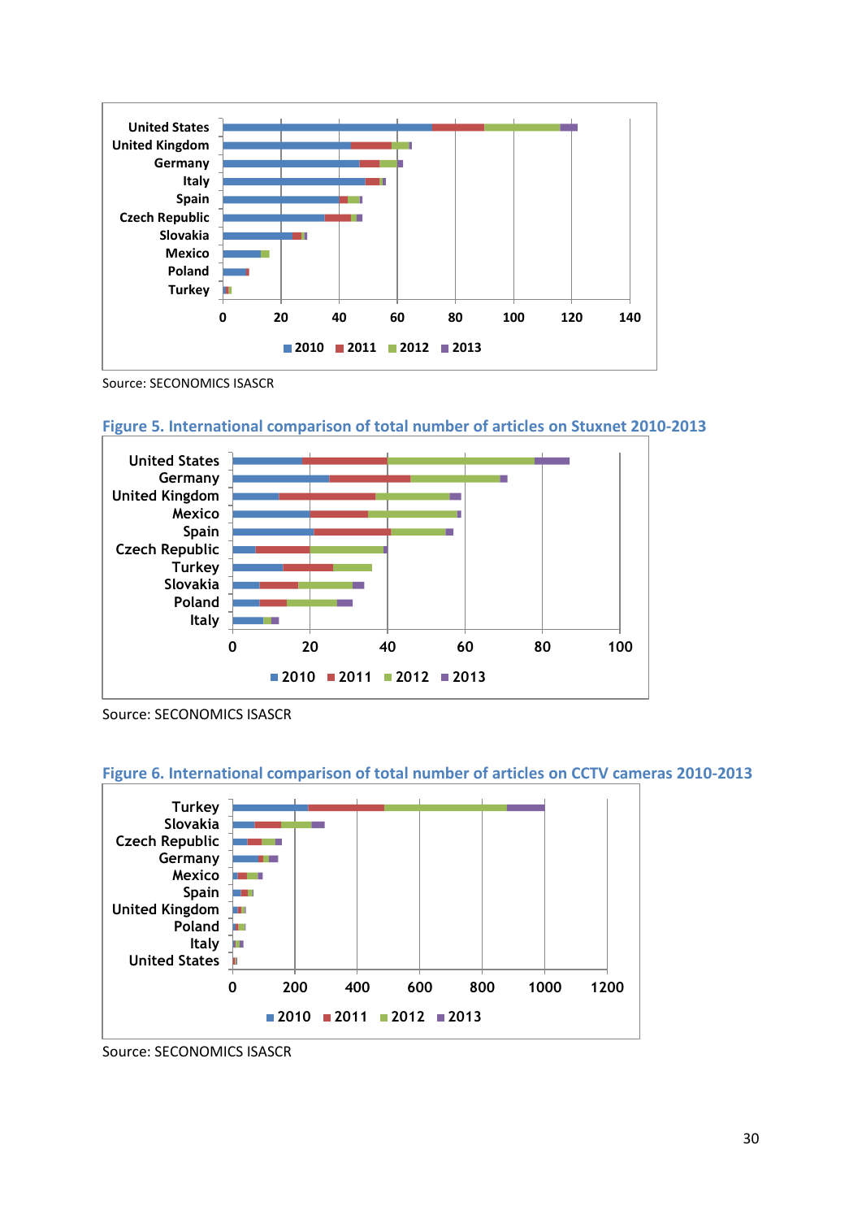United States
United Kingdom
Germany
Italy
Spain
Czech Republic
Slovakia
Mexico
Poland
Turkey

0 20 40 60 80 100 120 140

2010 2011 2012 2013

Source: SECONOMICS ISASCR

## Figure 5. International comparison of total number of articles on Stuxnet 2010-2013

United States
Germany
United Kingdom
Mexico
Spain
Czech Republic
Turkey
Slovakia
Poland
Italy

0 20 40 60 80 100

2010 2011 2012 2013

Source: SECONOMICS ISASCR

## Figure 6. International comparison of total number of articles on CCTV cameras 2010-2013

Turkey
Slovakia
Czech Republic
Germany
Mexico
Spain
United Kingdom
Poland
Italy
United States

0 200 400 600 800 1000 1200

2010 2011 2012 2013

Source: SECONOMICS ISASCR